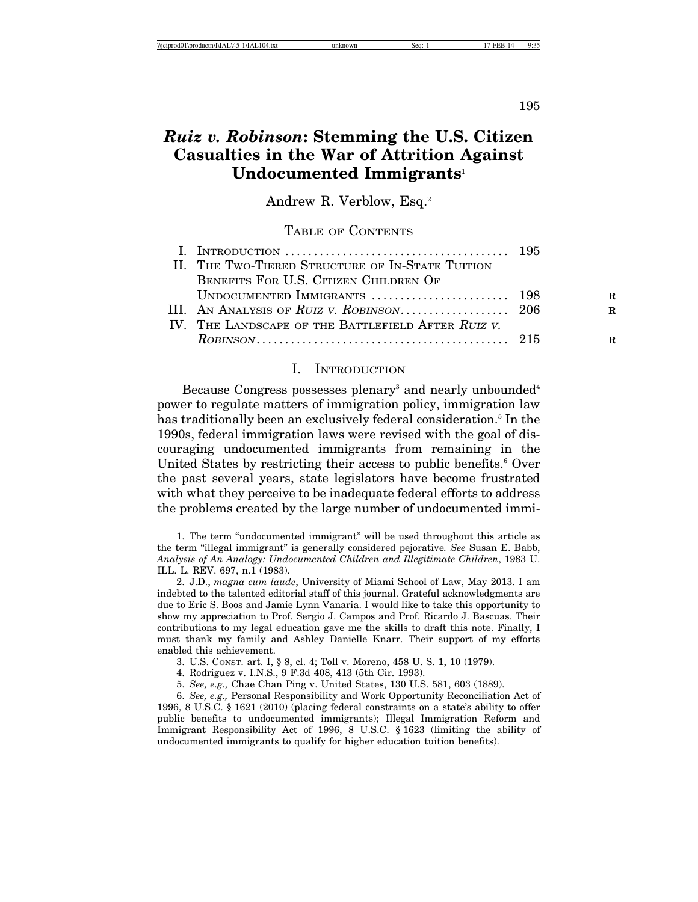# *Ruiz v. Robinson*: Stemming the U.S. Citizen Casualties in the War of Attrition Against Undocumented Immigrants[1]

Andrew R. Verblow, Esq.[2]

## Table of Contents

| | | |
|---|---|---|
| I. | Introduction | 195 |
| II. | The Two-Tiered Structure of In-State Tuition Benefits For U.S. Citizen Children Of Undocumented Immigrants | 198 |
| III. | An Analysis of *Ruiz v. Robinson* | 206 |
| IV. | The Landscape of the Battlefield After *Ruiz v. Robinson* | 215 |

## I. Introduction

Because Congress possesses plenary[3] and nearly unbounded[4] power to regulate matters of immigration policy, immigration law has traditionally been an exclusively federal consideration.[5] In the 1990s, federal immigration laws were revised with the goal of discouraging undocumented immigrants from remaining in the United States by restricting their access to public benefits.[6] Over the past several years, state legislators have become frustrated with what they perceive to be inadequate federal efforts to address the problems created by the large number of undocumented immi-

---

1. The term "undocumented immigrant" will be used throughout this article as the term "illegal immigrant" is generally considered pejorative. *See* Susan E. Babb, *Analysis of An Analogy: Undocumented Children and Illegitimate Children*, 1983 U. ILL. L. REV. 697, n.1 (1983).

2. J.D., *magna cum laude*, University of Miami School of Law, May 2013. I am indebted to the talented editorial staff of this journal. Grateful acknowledgments are due to Eric S. Boos and Jamie Lynn Vanaria. I would like to take this opportunity to show my appreciation to Prof. Sergio J. Campos and Prof. Ricardo J. Bascuas. Their contributions to my legal education gave me the skills to draft this note. Finally, I must thank my family and Ashley Danielle Knarr. Their support of my efforts enabled this achievement.

3. U.S. Const. art. I, § 8, cl. 4; Toll v. Moreno, 458 U. S. 1, 10 (1979).

4. Rodriguez v. I.N.S., 9 F.3d 408, 413 (5th Cir. 1993).

5. *See, e.g.,* Chae Chan Ping v. United States, 130 U.S. 581, 603 (1889).

6. *See, e.g.,* Personal Responsibility and Work Opportunity Reconciliation Act of 1996, 8 U.S.C. § 1621 (2010) (placing federal constraints on a state's ability to offer public benefits to undocumented immigrants); Illegal Immigration Reform and Immigrant Responsibility Act of 1996, 8 U.S.C. § 1623 (limiting the ability of undocumented immigrants to qualify for higher education tuition benefits).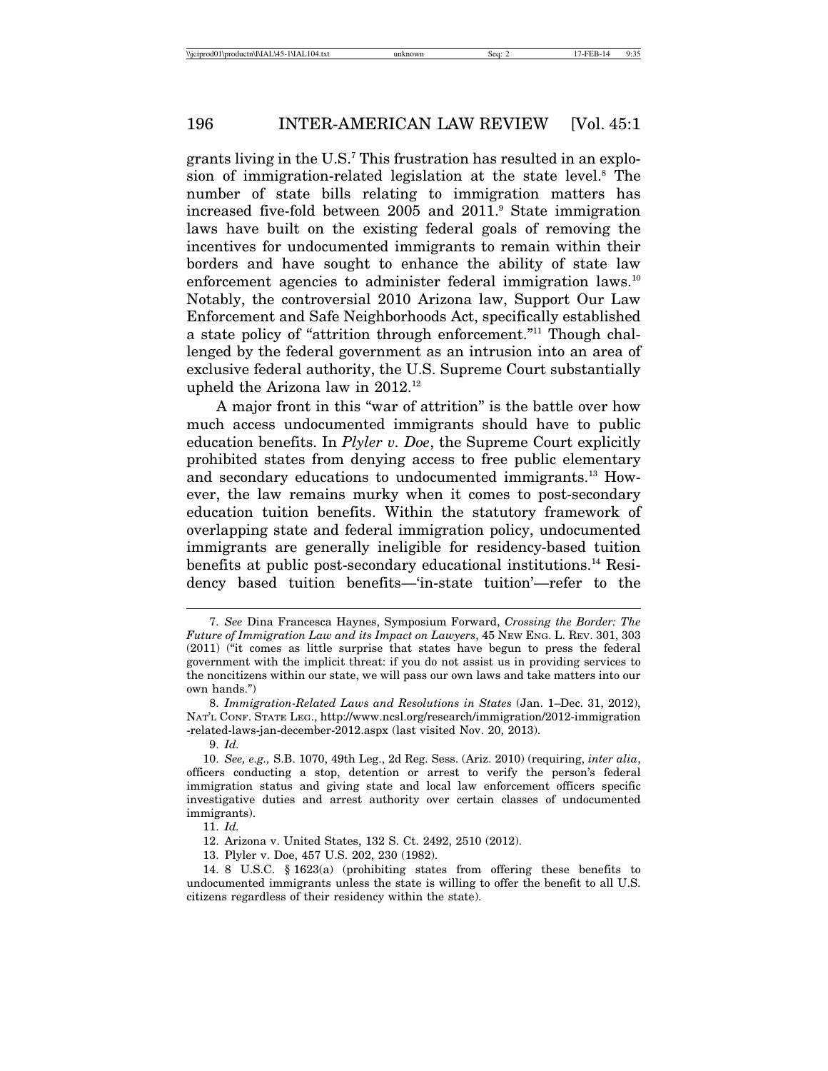grants living in the U.S.[7] This frustration has resulted in an explosion of immigration-related legislation at the state level.[8] The number of state bills relating to immigration matters has increased five-fold between 2005 and 2011.[9] State immigration laws have built on the existing federal goals of removing the incentives for undocumented immigrants to remain within their borders and have sought to enhance the ability of state law enforcement agencies to administer federal immigration laws.[10] Notably, the controversial 2010 Arizona law, Support Our Law Enforcement and Safe Neighborhoods Act, specifically established a state policy of "attrition through enforcement."[11] Though challenged by the federal government as an intrusion into an area of exclusive federal authority, the U.S. Supreme Court substantially upheld the Arizona law in 2012.[12]

A major front in this "war of attrition" is the battle over how much access undocumented immigrants should have to public education benefits. In *Plyler v. Doe*, the Supreme Court explicitly prohibited states from denying access to free public elementary and secondary educations to undocumented immigrants.[13] However, the law remains murky when it comes to post-secondary education tuition benefits. Within the statutory framework of overlapping state and federal immigration policy, undocumented immigrants are generally ineligible for residency-based tuition benefits at public post-secondary educational institutions.[14] Residency based tuition benefits—'in-state tuition'—refer to the

---

7. *See* Dina Francesca Haynes, Symposium Forward, *Crossing the Border: The Future of Immigration Law and its Impact on Lawyers*, 45 NEW ENG. L. REV. 301, 303 (2011) ("it comes as little surprise that states have begun to press the federal government with the implicit threat: if you do not assist us in providing services to the noncitizens within our state, we will pass our own laws and take matters into our own hands.")

8. *Immigration-Related Laws and Resolutions in States* (Jan. 1–Dec. 31, 2012), NAT'L CONF. STATE LEG., http://www.ncsl.org/research/immigration/2012-immigration-related-laws-jan-december-2012.aspx (last visited Nov. 20, 2013).

9. *Id.*

10. *See, e.g.,* S.B. 1070, 49th Leg., 2d Reg. Sess. (Ariz. 2010) (requiring, *inter alia*, officers conducting a stop, detention or arrest to verify the person's federal immigration status and giving state and local law enforcement officers specific investigative duties and arrest authority over certain classes of undocumented immigrants).

11. *Id.*

12. Arizona v. United States, 132 S. Ct. 2492, 2510 (2012).

13. Plyler v. Doe, 457 U.S. 202, 230 (1982).

14. 8 U.S.C. § 1623(a) (prohibiting states from offering these benefits to undocumented immigrants unless the state is willing to offer the benefit to all U.S. citizens regardless of their residency within the state).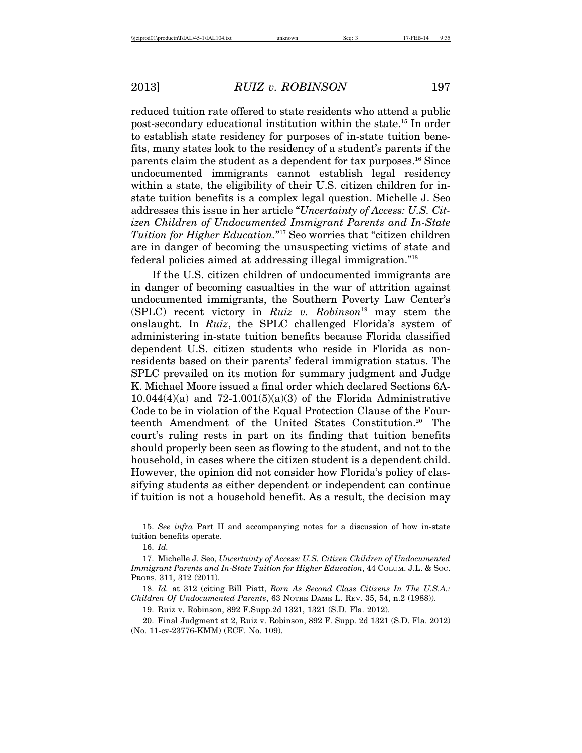reduced tuition rate offered to state residents who attend a public post-secondary educational institution within the state.[15] In order to establish state residency for purposes of in-state tuition benefits, many states look to the residency of a student's parents if the parents claim the student as a dependent for tax purposes.[16] Since undocumented immigrants cannot establish legal residency within a state, the eligibility of their U.S. citizen children for in-state tuition benefits is a complex legal question. Michelle J. Seo addresses this issue in her article "*Uncertainty of Access: U.S. Citizen Children of Undocumented Immigrant Parents and In-State Tuition for Higher Education.*"[17] Seo worries that "citizen children are in danger of becoming the unsuspecting victims of state and federal policies aimed at addressing illegal immigration."[18]

If the U.S. citizen children of undocumented immigrants are in danger of becoming casualties in the war of attrition against undocumented immigrants, the Southern Poverty Law Center's (SPLC) recent victory in *Ruiz v. Robinson*[19] may stem the onslaught. In *Ruiz*, the SPLC challenged Florida's system of administering in-state tuition benefits because Florida classified dependent U.S. citizen students who reside in Florida as non-residents based on their parents' federal immigration status. The SPLC prevailed on its motion for summary judgment and Judge K. Michael Moore issued a final order which declared Sections 6A-10.044(4)(a) and 72-1.001(5)(a)(3) of the Florida Administrative Code to be in violation of the Equal Protection Clause of the Fourteenth Amendment of the United States Constitution.[20] The court's ruling rests in part on its finding that tuition benefits should properly been seen as flowing to the student, and not to the household, in cases where the citizen student is a dependent child. However, the opinion did not consider how Florida's policy of classifying students as either dependent or independent can continue if tuition is not a household benefit. As a result, the decision may

---

15. *See infra* Part II and accompanying notes for a discussion of how in-state tuition benefits operate.

16. *Id.*

17. Michelle J. Seo, *Uncertainty of Access: U.S. Citizen Children of Undocumented Immigrant Parents and In-State Tuition for Higher Education*, 44 COLUM. J.L. & SOC. PROBS. 311, 312 (2011).

18. *Id.* at 312 (citing Bill Piatt, *Born As Second Class Citizens In The U.S.A.: Children Of Undocumented Parents*, 63 NOTRE DAME L. REV. 35, 54, n.2 (1988)).

19. Ruiz v. Robinson, 892 F.Supp.2d 1321, 1321 (S.D. Fla. 2012).

20. Final Judgment at 2, Ruiz v. Robinson, 892 F. Supp. 2d 1321 (S.D. Fla. 2012) (No. 11-cv-23776-KMM) (ECF. No. 109).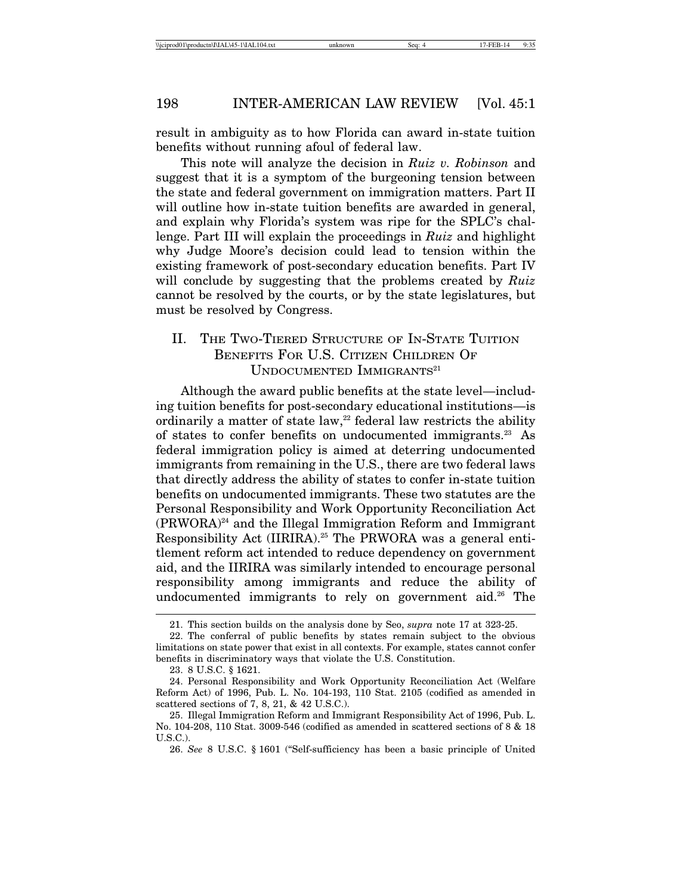result in ambiguity as to how Florida can award in-state tuition benefits without running afoul of federal law.

This note will analyze the decision in *Ruiz v. Robinson* and suggest that it is a symptom of the burgeoning tension between the state and federal government on immigration matters. Part II will outline how in-state tuition benefits are awarded in general, and explain why Florida's system was ripe for the SPLC's challenge. Part III will explain the proceedings in *Ruiz* and highlight why Judge Moore's decision could lead to tension within the existing framework of post-secondary education benefits. Part IV will conclude by suggesting that the problems created by *Ruiz* cannot be resolved by the courts, or by the state legislatures, but must be resolved by Congress.

## II. The Two-Tiered Structure of In-State Tuition Benefits For U.S. Citizen Children Of Undocumented Immigrants[21]

Although the award public benefits at the state level—including tuition benefits for post-secondary educational institutions—is ordinarily a matter of state law,[22] federal law restricts the ability of states to confer benefits on undocumented immigrants.[23] As federal immigration policy is aimed at deterring undocumented immigrants from remaining in the U.S., there are two federal laws that directly address the ability of states to confer in-state tuition benefits on undocumented immigrants. These two statutes are the Personal Responsibility and Work Opportunity Reconciliation Act (PRWORA)[24] and the Illegal Immigration Reform and Immigrant Responsibility Act (IIRIRA).[25] The PRWORA was a general entitlement reform act intended to reduce dependency on government aid, and the IIRIRA was similarly intended to encourage personal responsibility among immigrants and reduce the ability of undocumented immigrants to rely on government aid.[26] The

---

21. This section builds on the analysis done by Seo, *supra* note 17 at 323-25.

22. The conferral of public benefits by states remain subject to the obvious limitations on state power that exist in all contexts. For example, states cannot confer benefits in discriminatory ways that violate the U.S. Constitution.

23. 8 U.S.C. § 1621.

24. Personal Responsibility and Work Opportunity Reconciliation Act (Welfare Reform Act) of 1996, Pub. L. No. 104-193, 110 Stat. 2105 (codified as amended in scattered sections of 7, 8, 21, & 42 U.S.C.).

25. Illegal Immigration Reform and Immigrant Responsibility Act of 1996, Pub. L. No. 104-208, 110 Stat. 3009-546 (codified as amended in scattered sections of 8 & 18 U.S.C.).

26. *See* 8 U.S.C. § 1601 ("Self-sufficiency has been a basic principle of United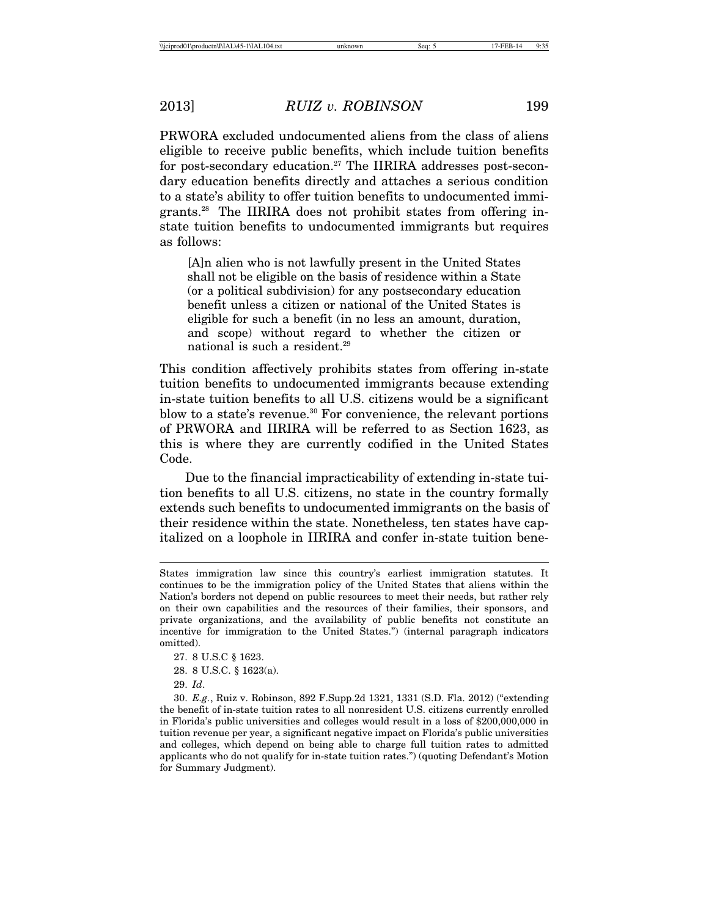PRWORA excluded undocumented aliens from the class of aliens eligible to receive public benefits, which include tuition benefits for post-secondary education.[27] The IIRIRA addresses post-secondary education benefits directly and attaches a serious condition to a state's ability to offer tuition benefits to undocumented immigrants.[28] The IIRIRA does not prohibit states from offering in-state tuition benefits to undocumented immigrants but requires as follows:

> [A]n alien who is not lawfully present in the United States shall not be eligible on the basis of residence within a State (or a political subdivision) for any postsecondary education benefit unless a citizen or national of the United States is eligible for such a benefit (in no less an amount, duration, and scope) without regard to whether the citizen or national is such a resident.[29]

This condition affectively prohibits states from offering in-state tuition benefits to undocumented immigrants because extending in-state tuition benefits to all U.S. citizens would be a significant blow to a state's revenue.[30] For convenience, the relevant portions of PRWORA and IIRIRA will be referred to as Section 1623, as this is where they are currently codified in the United States Code.

Due to the financial impracticability of extending in-state tuition benefits to all U.S. citizens, no state in the country formally extends such benefits to undocumented immigrants on the basis of their residence within the state. Nonetheless, ten states have capitalized on a loophole in IIRIRA and confer in-state tuition bene-

---

States immigration law since this country's earliest immigration statutes. It continues to be the immigration policy of the United States that aliens within the Nation's borders not depend on public resources to meet their needs, but rather rely on their own capabilities and the resources of their families, their sponsors, and private organizations, and the availability of public benefits not constitute an incentive for immigration to the United States.") (internal paragraph indicators omitted).

27. 8 U.S.C § 1623.

28. 8 U.S.C. § 1623(a).

29. *Id*.

30. *E.g.*, Ruiz v. Robinson, 892 F.Supp.2d 1321, 1331 (S.D. Fla. 2012) ("extending the benefit of in-state tuition rates to all nonresident U.S. citizens currently enrolled in Florida's public universities and colleges would result in a loss of $200,000,000 in tuition revenue per year, a significant negative impact on Florida's public universities and colleges, which depend on being able to charge full tuition rates to admitted applicants who do not qualify for in-state tuition rates.") (quoting Defendant's Motion for Summary Judgment).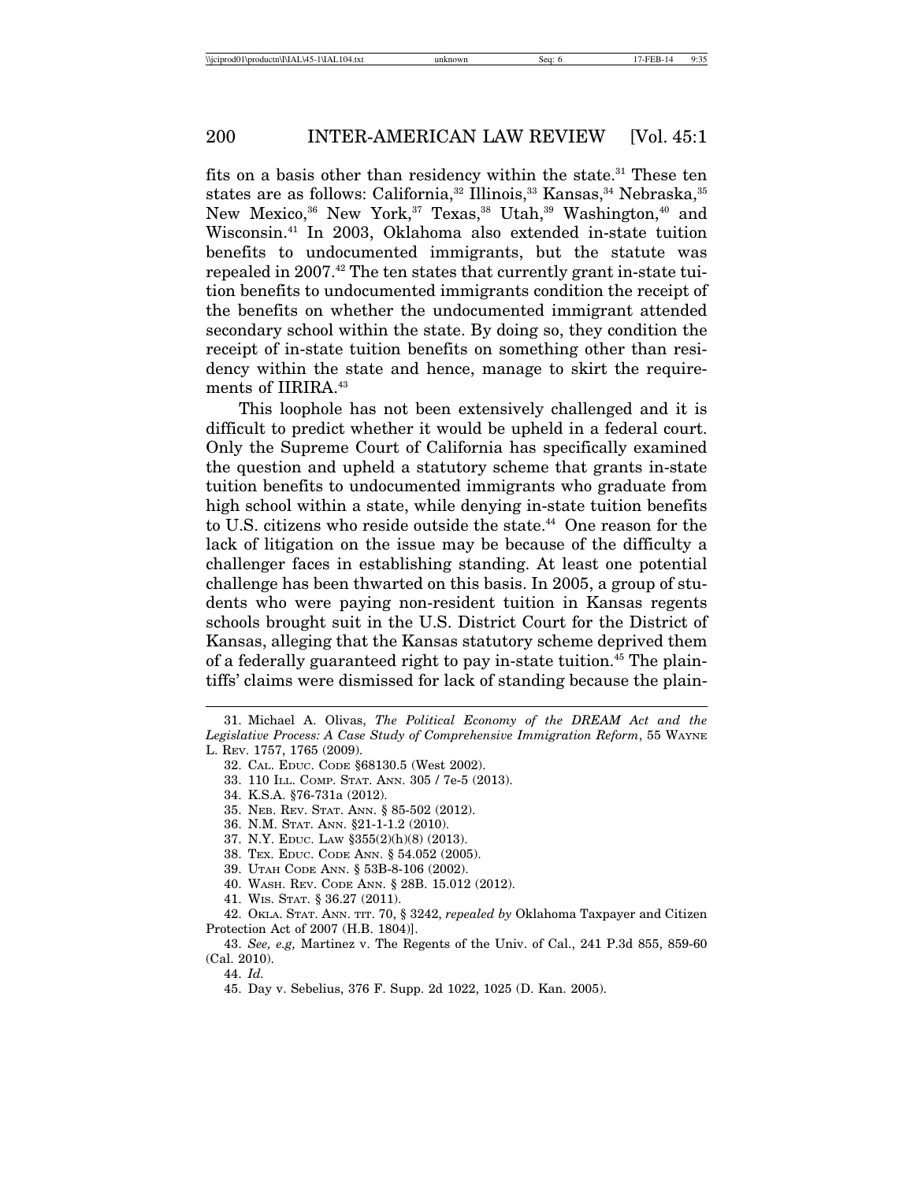fits on a basis other than residency within the state.[31] These ten states are as follows: California,[32] Illinois,[33] Kansas,[34] Nebraska,[35] New Mexico,[36] New York,[37] Texas,[38] Utah,[39] Washington,[40] and Wisconsin.[41] In 2003, Oklahoma also extended in-state tuition benefits to undocumented immigrants, but the statute was repealed in 2007.[42] The ten states that currently grant in-state tuition benefits to undocumented immigrants condition the receipt of the benefits on whether the undocumented immigrant attended secondary school within the state. By doing so, they condition the receipt of in-state tuition benefits on something other than residency within the state and hence, manage to skirt the requirements of IIRIRA.[43]

This loophole has not been extensively challenged and it is difficult to predict whether it would be upheld in a federal court. Only the Supreme Court of California has specifically examined the question and upheld a statutory scheme that grants in-state tuition benefits to undocumented immigrants who graduate from high school within a state, while denying in-state tuition benefits to U.S. citizens who reside outside the state.[44] One reason for the lack of litigation on the issue may be because of the difficulty a challenger faces in establishing standing. At least one potential challenge has been thwarted on this basis. In 2005, a group of students who were paying non-resident tuition in Kansas regents schools brought suit in the U.S. District Court for the District of Kansas, alleging that the Kansas statutory scheme deprived them of a federally guaranteed right to pay in-state tuition.[45] The plaintiffs' claims were dismissed for lack of standing because the plain-

---

31. Michael A. Olivas, *The Political Economy of the DREAM Act and the Legislative Process: A Case Study of Comprehensive Immigration Reform*, 55 WAYNE L. REV. 1757, 1765 (2009).

32. CAL. EDUC. CODE §68130.5 (West 2002).

33. 110 ILL. COMP. STAT. ANN. 305 / 7e-5 (2013).

34. K.S.A. §76-731a (2012).

35. NEB. REV. STAT. ANN. § 85-502 (2012).

36. N.M. STAT. ANN. §21-1-1.2 (2010).

37. N.Y. EDUC. LAW §355(2)(h)(8) (2013).

38. TEX. EDUC. CODE ANN. § 54.052 (2005).

39. UTAH CODE ANN. § 53B-8-106 (2002).

40. WASH. REV. CODE ANN. § 28B. 15.012 (2012).

41. WIS. STAT. § 36.27 (2011).

42. OKLA. STAT. ANN. TIT. 70, § 3242, *repealed by* Oklahoma Taxpayer and Citizen Protection Act of 2007 (H.B. 1804)].

43. *See, e.g,* Martinez v. The Regents of the Univ. of Cal., 241 P.3d 855, 859-60 (Cal. 2010).

44. *Id.*

45. Day v. Sebelius, 376 F. Supp. 2d 1022, 1025 (D. Kan. 2005).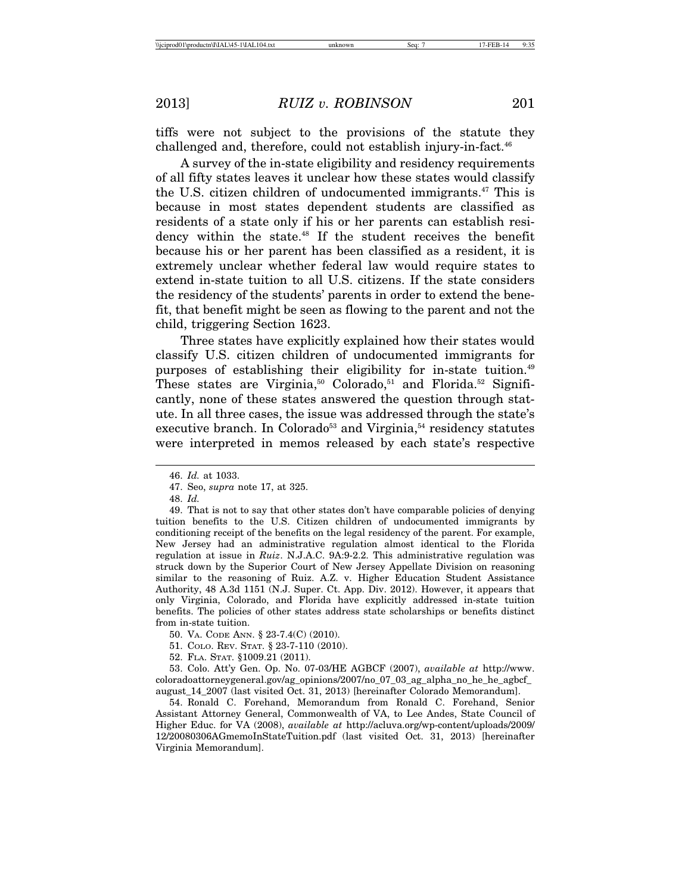tiffs were not subject to the provisions of the statute they challenged and, therefore, could not establish injury-in-fact.[46]

A survey of the in-state eligibility and residency requirements of all fifty states leaves it unclear how these states would classify the U.S. citizen children of undocumented immigrants.[47] This is because in most states dependent students are classified as residents of a state only if his or her parents can establish residency within the state.[48] If the student receives the benefit because his or her parent has been classified as a resident, it is extremely unclear whether federal law would require states to extend in-state tuition to all U.S. citizens. If the state considers the residency of the students' parents in order to extend the benefit, that benefit might be seen as flowing to the parent and not the child, triggering Section 1623.

Three states have explicitly explained how their states would classify U.S. citizen children of undocumented immigrants for purposes of establishing their eligibility for in-state tuition.[49] These states are Virginia,[50] Colorado,[51] and Florida.[52] Significantly, none of these states answered the question through statute. In all three cases, the issue was addressed through the state's executive branch. In Colorado[53] and Virginia,[54] residency statutes were interpreted in memos released by each state's respective

---

46. *Id.* at 1033.

47. Seo, *supra* note 17, at 325.

48. *Id.*

49. That is not to say that other states don't have comparable policies of denying tuition benefits to the U.S. Citizen children of undocumented immigrants by conditioning receipt of the benefits on the legal residency of the parent. For example, New Jersey had an administrative regulation almost identical to the Florida regulation at issue in *Ruiz*. N.J.A.C. 9A:9-2.2. This administrative regulation was struck down by the Superior Court of New Jersey Appellate Division on reasoning similar to the reasoning of Ruiz. A.Z. v. Higher Education Student Assistance Authority, 48 A.3d 1151 (N.J. Super. Ct. App. Div. 2012). However, it appears that only Virginia, Colorado, and Florida have explicitly addressed in-state tuition benefits. The policies of other states address state scholarships or benefits distinct from in-state tuition.

50. VA. CODE ANN. § 23-7.4(C) (2010).

51. COLO. REV. STAT. § 23-7-110 (2010).

52. FLA. STAT. §1009.21 (2011).

53. Colo. Att'y Gen. Op. No. 07-03/HE AGBCF (2007), *available at* http://www.coloradoattorneygeneral.gov/ag_opinions/2007/no_07_03_ag_alpha_no_he_he_agbcf_august_14_2007 (last visited Oct. 31, 2013) [hereinafter Colorado Memorandum].

54. Ronald C. Forehand, Memorandum from Ronald C. Forehand, Senior Assistant Attorney General, Commonwealth of VA, to Lee Andes, State Council of Higher Educ. for VA (2008), *available at* http://acluva.org/wp-content/uploads/2009/12/20080306AGmemoInStateTuition.pdf (last visited Oct. 31, 2013) [hereinafter Virginia Memorandum].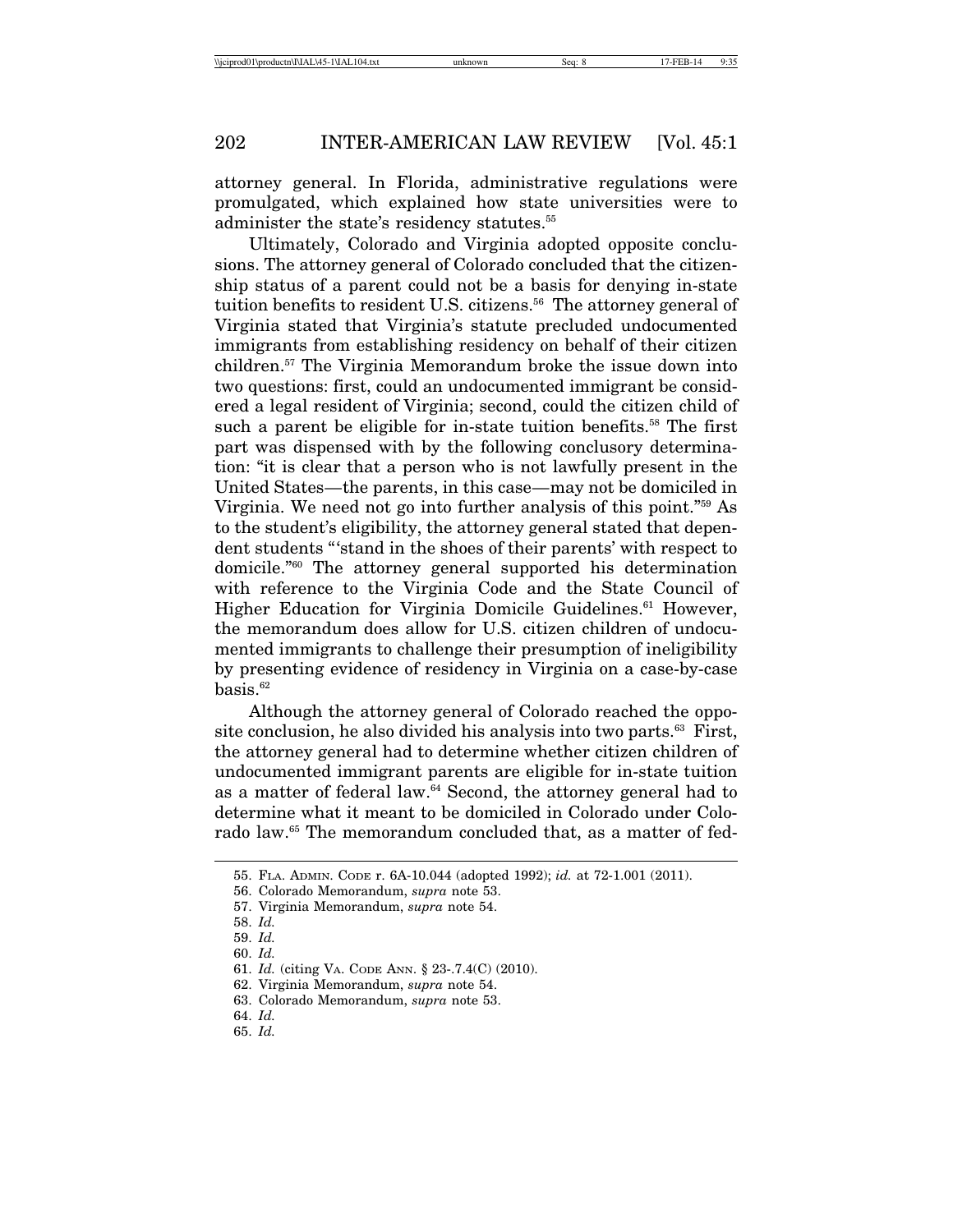attorney general. In Florida, administrative regulations were promulgated, which explained how state universities were to administer the state's residency statutes.[55]

Ultimately, Colorado and Virginia adopted opposite conclusions. The attorney general of Colorado concluded that the citizenship status of a parent could not be a basis for denying in-state tuition benefits to resident U.S. citizens.[56] The attorney general of Virginia stated that Virginia's statute precluded undocumented immigrants from establishing residency on behalf of their citizen children.[57] The Virginia Memorandum broke the issue down into two questions: first, could an undocumented immigrant be considered a legal resident of Virginia; second, could the citizen child of such a parent be eligible for in-state tuition benefits.[58] The first part was dispensed with by the following conclusory determination: "it is clear that a person who is not lawfully present in the United States—the parents, in this case—may not be domiciled in Virginia. We need not go into further analysis of this point."[59] As to the student's eligibility, the attorney general stated that dependent students "'stand in the shoes of their parents' with respect to domicile."[60] The attorney general supported his determination with reference to the Virginia Code and the State Council of Higher Education for Virginia Domicile Guidelines.[61] However, the memorandum does allow for U.S. citizen children of undocumented immigrants to challenge their presumption of ineligibility by presenting evidence of residency in Virginia on a case-by-case basis.[62]

Although the attorney general of Colorado reached the opposite conclusion, he also divided his analysis into two parts.[63] First, the attorney general had to determine whether citizen children of undocumented immigrant parents are eligible for in-state tuition as a matter of federal law.[64] Second, the attorney general had to determine what it meant to be domiciled in Colorado under Colorado law.[65] The memorandum concluded that, as a matter of fed-

55. FLA. ADMIN. CODE r. 6A-10.044 (adopted 1992); *id.* at 72-1.001 (2011).

56. Colorado Memorandum, *supra* note 53.

57. Virginia Memorandum, *supra* note 54.

58. *Id.*

59. *Id.*

60. *Id.*

61. *Id.* (citing VA. CODE ANN. § 23-.7.4(C) (2010).

62. Virginia Memorandum, *supra* note 54.

63. Colorado Memorandum, *supra* note 53.

64. *Id.*

65. *Id.*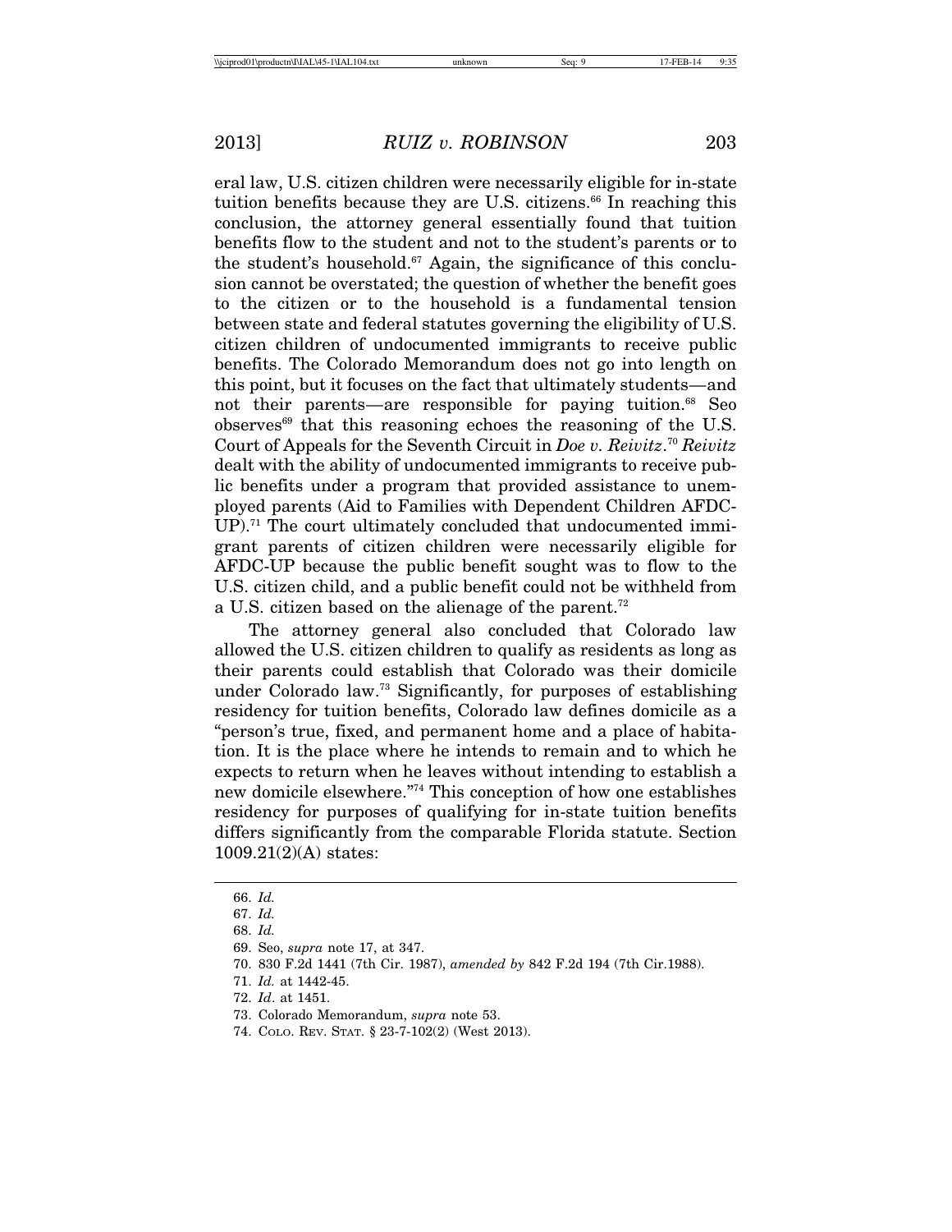eral law, U.S. citizen children were necessarily eligible for in-state tuition benefits because they are U.S. citizens.[66] In reaching this conclusion, the attorney general essentially found that tuition benefits flow to the student and not to the student's parents or to the student's household.[67] Again, the significance of this conclusion cannot be overstated; the question of whether the benefit goes to the citizen or to the household is a fundamental tension between state and federal statutes governing the eligibility of U.S. citizen children of undocumented immigrants to receive public benefits. The Colorado Memorandum does not go into length on this point, but it focuses on the fact that ultimately students—and not their parents—are responsible for paying tuition.[68] Seo observes[69] that this reasoning echoes the reasoning of the U.S. Court of Appeals for the Seventh Circuit in *Doe v. Reivitz*.[70] *Reivitz* dealt with the ability of undocumented immigrants to receive public benefits under a program that provided assistance to unemployed parents (Aid to Families with Dependent Children AFDC-UP).[71] The court ultimately concluded that undocumented immigrant parents of citizen children were necessarily eligible for AFDC-UP because the public benefit sought was to flow to the U.S. citizen child, and a public benefit could not be withheld from a U.S. citizen based on the alienage of the parent.[72]

The attorney general also concluded that Colorado law allowed the U.S. citizen children to qualify as residents as long as their parents could establish that Colorado was their domicile under Colorado law.[73] Significantly, for purposes of establishing residency for tuition benefits, Colorado law defines domicile as a "person's true, fixed, and permanent home and a place of habitation. It is the place where he intends to remain and to which he expects to return when he leaves without intending to establish a new domicile elsewhere."[74] This conception of how one establishes residency for purposes of qualifying for in-state tuition benefits differs significantly from the comparable Florida statute. Section 1009.21(2)(A) states:

---

66. *Id.*
67. *Id.*
68. *Id.*
69. Seo, *supra* note 17, at 347.
70. 830 F.2d 1441 (7th Cir. 1987), *amended by* 842 F.2d 194 (7th Cir.1988).
71. *Id.* at 1442-45.
72. *Id*. at 1451.
73. Colorado Memorandum, *supra* note 53.
74. COLO. REV. STAT. § 23-7-102(2) (West 2013).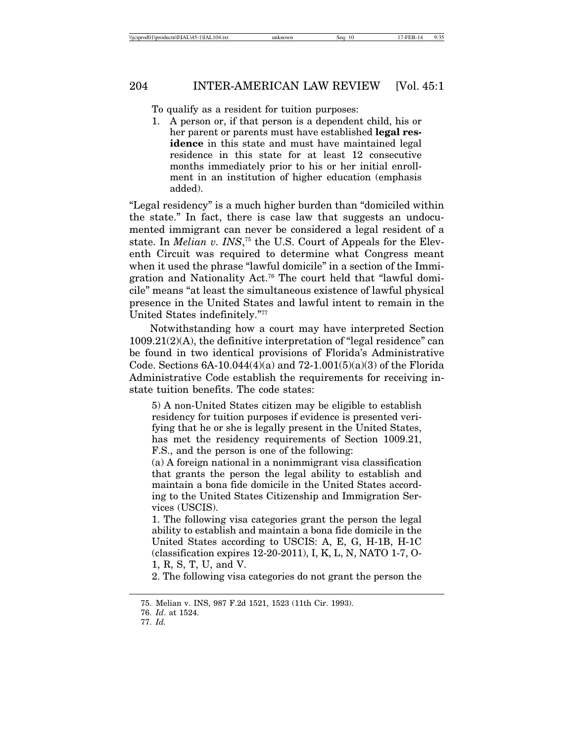To qualify as a resident for tuition purposes:

1. A person or, if that person is a dependent child, his or her parent or parents must have established **legal residence** in this state and must have maintained legal residence in this state for at least 12 consecutive months immediately prior to his or her initial enrollment in an institution of higher education (emphasis added).

"Legal residency" is a much higher burden than "domiciled within the state." In fact, there is case law that suggests an undocumented immigrant can never be considered a legal resident of a state. In *Melian v. INS*,[75] the U.S. Court of Appeals for the Eleventh Circuit was required to determine what Congress meant when it used the phrase "lawful domicile" in a section of the Immigration and Nationality Act.[76] The court held that "lawful domicile" means "at least the simultaneous existence of lawful physical presence in the United States and lawful intent to remain in the United States indefinitely."[77]

Notwithstanding how a court may have interpreted Section 1009.21(2)(A), the definitive interpretation of "legal residence" can be found in two identical provisions of Florida's Administrative Code. Sections 6A-10.044(4)(a) and 72-1.001(5)(a)(3) of the Florida Administrative Code establish the requirements for receiving in-state tuition benefits. The code states:

> 5) A non-United States citizen may be eligible to establish residency for tuition purposes if evidence is presented verifying that he or she is legally present in the United States, has met the residency requirements of Section 1009.21, F.S., and the person is one of the following:
>
> (a) A foreign national in a nonimmigrant visa classification that grants the person the legal ability to establish and maintain a bona fide domicile in the United States according to the United States Citizenship and Immigration Services (USCIS).
>
> 1. The following visa categories grant the person the legal ability to establish and maintain a bona fide domicile in the United States according to USCIS: A, E, G, H-1B, H-1C (classification expires 12-20-2011), I, K, L, N, NATO 1-7, O-1, R, S, T, U, and V.
>
> 2. The following visa categories do not grant the person the

---

75. Melian v. INS, 987 F.2d 1521, 1523 (11th Cir. 1993).

76. *Id*. at 1524.

77. *Id.*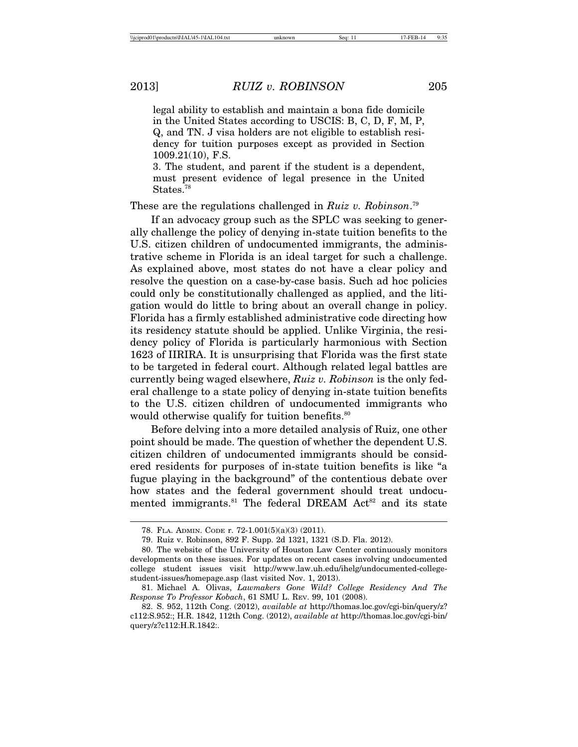> legal ability to establish and maintain a bona fide domicile in the United States according to USCIS: B, C, D, F, M, P, Q, and TN. J visa holders are not eligible to establish residency for tuition purposes except as provided in Section 1009.21(10), F.S.
>
> 3. The student, and parent if the student is a dependent, must present evidence of legal presence in the United States.[78]

These are the regulations challenged in *Ruiz v. Robinson*.[79]

If an advocacy group such as the SPLC was seeking to generally challenge the policy of denying in-state tuition benefits to the U.S. citizen children of undocumented immigrants, the administrative scheme in Florida is an ideal target for such a challenge. As explained above, most states do not have a clear policy and resolve the question on a case-by-case basis. Such ad hoc policies could only be constitutionally challenged as applied, and the litigation would do little to bring about an overall change in policy. Florida has a firmly established administrative code directing how its residency statute should be applied. Unlike Virginia, the residency policy of Florida is particularly harmonious with Section 1623 of IIRIRA. It is unsurprising that Florida was the first state to be targeted in federal court. Although related legal battles are currently being waged elsewhere, *Ruiz v. Robinson* is the only federal challenge to a state policy of denying in-state tuition benefits to the U.S. citizen children of undocumented immigrants who would otherwise qualify for tuition benefits.[80]

Before delving into a more detailed analysis of Ruiz, one other point should be made. The question of whether the dependent U.S. citizen children of undocumented immigrants should be considered residents for purposes of in-state tuition benefits is like "a fugue playing in the background" of the contentious debate over how states and the federal government should treat undocumented immigrants.[81] The federal DREAM Act[82] and its state

---

78. FLA. ADMIN. CODE r. 72-1.001(5)(a)(3) (2011).

79. Ruiz v. Robinson, 892 F. Supp. 2d 1321, 1321 (S.D. Fla. 2012).

80. The website of the University of Houston Law Center continuously monitors developments on these issues. For updates on recent cases involving undocumented college student issues visit http://www.law.uh.edu/ihelg/undocumented-college-student-issues/homepage.asp (last visited Nov. 1, 2013).

81. Michael A. Olivas, *Lawmakers Gone Wild? College Residency And The Response To Professor Kobach*, 61 SMU L. REV. 99, 101 (2008).

82. S. 952, 112th Cong. (2012), *available at* http://thomas.loc.gov/cgi-bin/query/z?c112:S.952:; H.R. 1842, 112th Cong. (2012), *available at* http://thomas.loc.gov/cgi-bin/query/z?c112:H.R.1842:.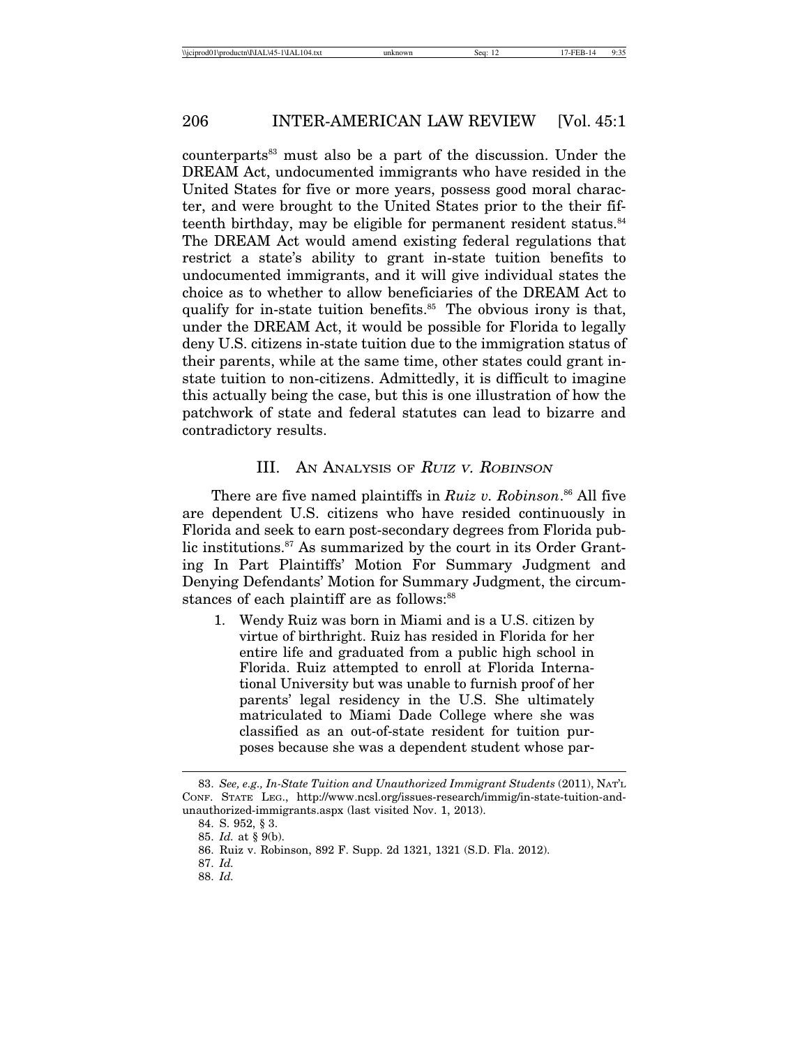counterparts[83] must also be a part of the discussion. Under the DREAM Act, undocumented immigrants who have resided in the United States for five or more years, possess good moral character, and were brought to the United States prior to the their fifteenth birthday, may be eligible for permanent resident status.[84] The DREAM Act would amend existing federal regulations that restrict a state's ability to grant in-state tuition benefits to undocumented immigrants, and it will give individual states the choice as to whether to allow beneficiaries of the DREAM Act to qualify for in-state tuition benefits.[85] The obvious irony is that, under the DREAM Act, it would be possible for Florida to legally deny U.S. citizens in-state tuition due to the immigration status of their parents, while at the same time, other states could grant in-state tuition to non-citizens. Admittedly, it is difficult to imagine this actually being the case, but this is one illustration of how the patchwork of state and federal statutes can lead to bizarre and contradictory results.

## III. AN ANALYSIS OF *RUIZ V. ROBINSON*

There are five named plaintiffs in *Ruiz v. Robinson*.[86] All five are dependent U.S. citizens who have resided continuously in Florida and seek to earn post-secondary degrees from Florida public institutions.[87] As summarized by the court in its Order Granting In Part Plaintiffs' Motion For Summary Judgment and Denying Defendants' Motion for Summary Judgment, the circumstances of each plaintiff are as follows:[88]

1. Wendy Ruiz was born in Miami and is a U.S. citizen by virtue of birthright. Ruiz has resided in Florida for her entire life and graduated from a public high school in Florida. Ruiz attempted to enroll at Florida International University but was unable to furnish proof of her parents' legal residency in the U.S. She ultimately matriculated to Miami Dade College where she was classified as an out-of-state resident for tuition purposes because she was a dependent student whose par-

---

83. *See, e.g., In-State Tuition and Unauthorized Immigrant Students* (2011), NAT'L CONF. STATE LEG., http://www.ncsl.org/issues-research/immig/in-state-tuition-and-unauthorized-immigrants.aspx (last visited Nov. 1, 2013).

84. S. 952, § 3.

85. *Id.* at § 9(b).

86. Ruiz v. Robinson, 892 F. Supp. 2d 1321, 1321 (S.D. Fla. 2012).

87. *Id.*

88. *Id.*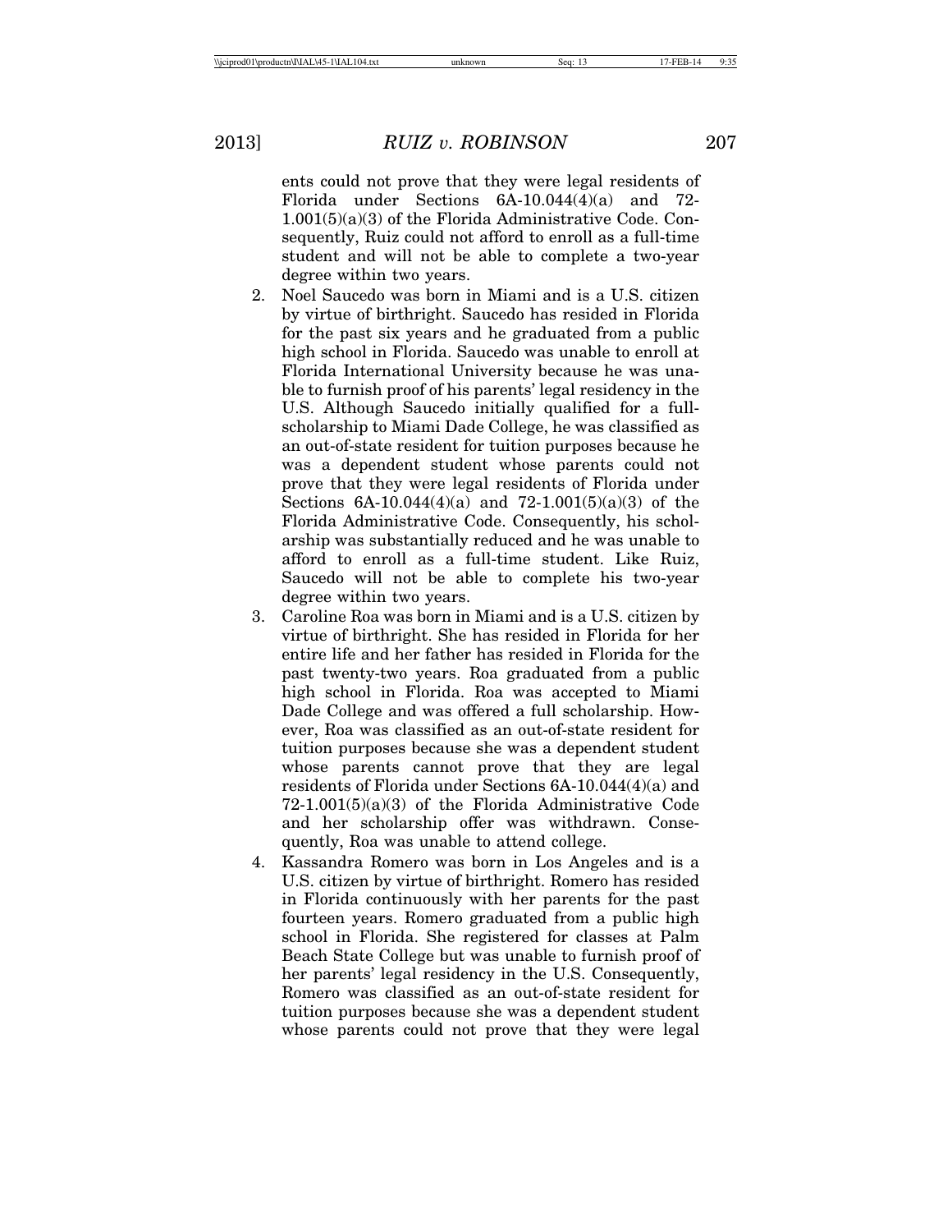ents could not prove that they were legal residents of Florida under Sections 6A-10.044(4)(a) and 72-1.001(5)(a)(3) of the Florida Administrative Code. Consequently, Ruiz could not afford to enroll as a full-time student and will not be able to complete a two-year degree within two years.

2. Noel Saucedo was born in Miami and is a U.S. citizen by virtue of birthright. Saucedo has resided in Florida for the past six years and he graduated from a public high school in Florida. Saucedo was unable to enroll at Florida International University because he was unable to furnish proof of his parents' legal residency in the U.S. Although Saucedo initially qualified for a full-scholarship to Miami Dade College, he was classified as an out-of-state resident for tuition purposes because he was a dependent student whose parents could not prove that they were legal residents of Florida under Sections 6A-10.044(4)(a) and 72-1.001(5)(a)(3) of the Florida Administrative Code. Consequently, his scholarship was substantially reduced and he was unable to afford to enroll as a full-time student. Like Ruiz, Saucedo will not be able to complete his two-year degree within two years.

3. Caroline Roa was born in Miami and is a U.S. citizen by virtue of birthright. She has resided in Florida for her entire life and her father has resided in Florida for the past twenty-two years. Roa graduated from a public high school in Florida. Roa was accepted to Miami Dade College and was offered a full scholarship. However, Roa was classified as an out-of-state resident for tuition purposes because she was a dependent student whose parents cannot prove that they are legal residents of Florida under Sections 6A-10.044(4)(a) and 72-1.001(5)(a)(3) of the Florida Administrative Code and her scholarship offer was withdrawn. Consequently, Roa was unable to attend college.

4. Kassandra Romero was born in Los Angeles and is a U.S. citizen by virtue of birthright. Romero has resided in Florida continuously with her parents for the past fourteen years. Romero graduated from a public high school in Florida. She registered for classes at Palm Beach State College but was unable to furnish proof of her parents' legal residency in the U.S. Consequently, Romero was classified as an out-of-state resident for tuition purposes because she was a dependent student whose parents could not prove that they were legal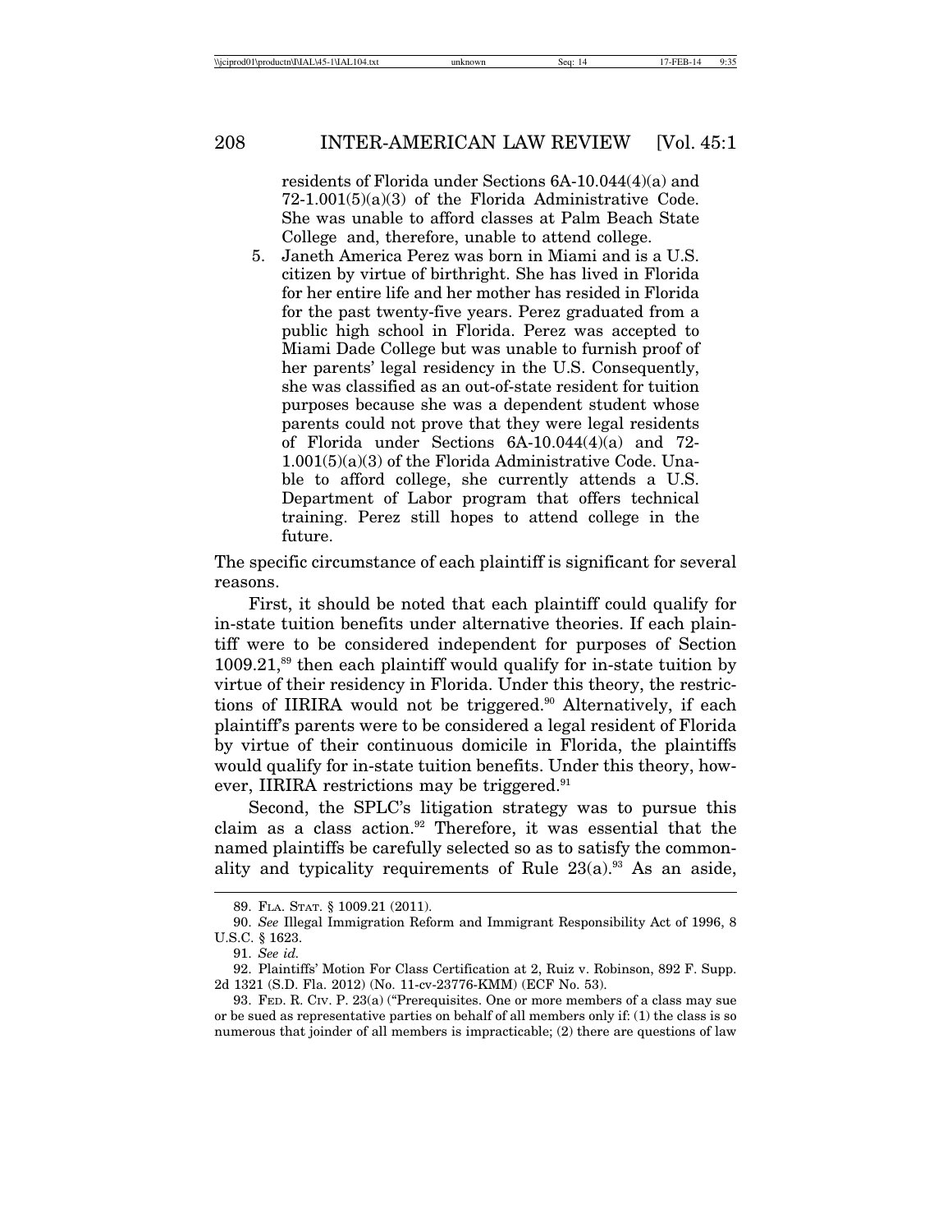residents of Florida under Sections 6A-10.044(4)(a) and 72-1.001(5)(a)(3) of the Florida Administrative Code. She was unable to afford classes at Palm Beach State College and, therefore, unable to attend college.

5. Janeth America Perez was born in Miami and is a U.S. citizen by virtue of birthright. She has lived in Florida for her entire life and her mother has resided in Florida for the past twenty-five years. Perez graduated from a public high school in Florida. Perez was accepted to Miami Dade College but was unable to furnish proof of her parents' legal residency in the U.S. Consequently, she was classified as an out-of-state resident for tuition purposes because she was a dependent student whose parents could not prove that they were legal residents of Florida under Sections 6A-10.044(4)(a) and 72-1.001(5)(a)(3) of the Florida Administrative Code. Unable to afford college, she currently attends a U.S. Department of Labor program that offers technical training. Perez still hopes to attend college in the future.

The specific circumstance of each plaintiff is significant for several reasons.

First, it should be noted that each plaintiff could qualify for in-state tuition benefits under alternative theories. If each plaintiff were to be considered independent for purposes of Section 1009.21,[89] then each plaintiff would qualify for in-state tuition by virtue of their residency in Florida. Under this theory, the restrictions of IIRIRA would not be triggered.[90] Alternatively, if each plaintiff's parents were to be considered a legal resident of Florida by virtue of their continuous domicile in Florida, the plaintiffs would qualify for in-state tuition benefits. Under this theory, however, IIRIRA restrictions may be triggered.[91]

Second, the SPLC's litigation strategy was to pursue this claim as a class action.[92] Therefore, it was essential that the named plaintiffs be carefully selected so as to satisfy the commonality and typicality requirements of Rule 23(a).[93] As an aside,

---

89. FLA. STAT. § 1009.21 (2011).

90. *See* Illegal Immigration Reform and Immigrant Responsibility Act of 1996, 8 U.S.C. § 1623.

91. *See id.*

92. Plaintiffs' Motion For Class Certification at 2, Ruiz v. Robinson, 892 F. Supp. 2d 1321 (S.D. Fla. 2012) (No. 11-cv-23776-KMM) (ECF No. 53).

93. FED. R. CIV. P. 23(a) ("Prerequisites. One or more members of a class may sue or be sued as representative parties on behalf of all members only if: (1) the class is so numerous that joinder of all members is impracticable; (2) there are questions of law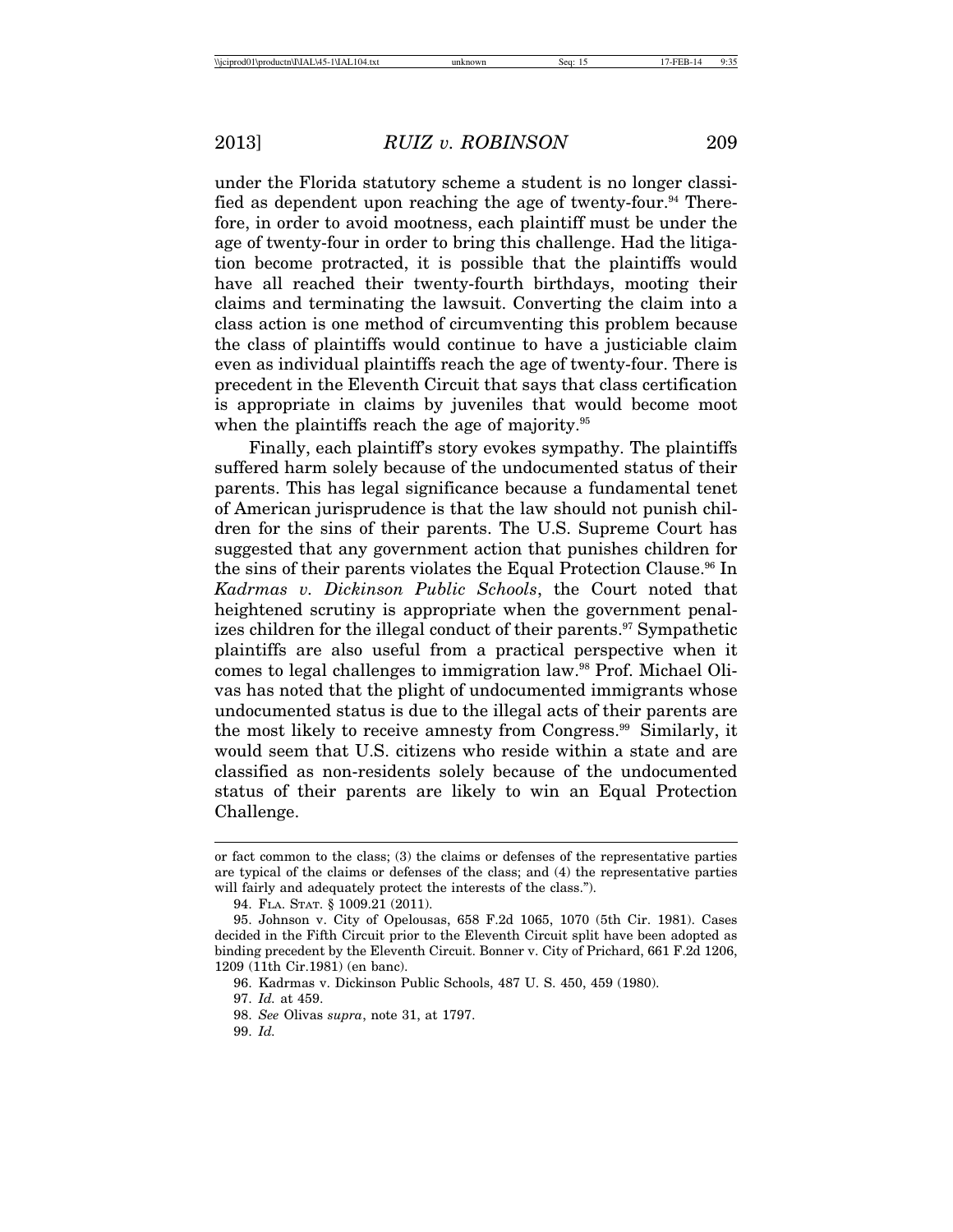under the Florida statutory scheme a student is no longer classified as dependent upon reaching the age of twenty-four.[94] Therefore, in order to avoid mootness, each plaintiff must be under the age of twenty-four in order to bring this challenge. Had the litigation become protracted, it is possible that the plaintiffs would have all reached their twenty-fourth birthdays, mooting their claims and terminating the lawsuit. Converting the claim into a class action is one method of circumventing this problem because the class of plaintiffs would continue to have a justiciable claim even as individual plaintiffs reach the age of twenty-four. There is precedent in the Eleventh Circuit that says that class certification is appropriate in claims by juveniles that would become moot when the plaintiffs reach the age of majority.[95]

Finally, each plaintiff's story evokes sympathy. The plaintiffs suffered harm solely because of the undocumented status of their parents. This has legal significance because a fundamental tenet of American jurisprudence is that the law should not punish children for the sins of their parents. The U.S. Supreme Court has suggested that any government action that punishes children for the sins of their parents violates the Equal Protection Clause.[96] In *Kadrmas v. Dickinson Public Schools*, the Court noted that heightened scrutiny is appropriate when the government penalizes children for the illegal conduct of their parents.[97] Sympathetic plaintiffs are also useful from a practical perspective when it comes to legal challenges to immigration law.[98] Prof. Michael Olivas has noted that the plight of undocumented immigrants whose undocumented status is due to the illegal acts of their parents are the most likely to receive amnesty from Congress.[99] Similarly, it would seem that U.S. citizens who reside within a state and are classified as non-residents solely because of the undocumented status of their parents are likely to win an Equal Protection Challenge.

---

or fact common to the class; (3) the claims or defenses of the representative parties are typical of the claims or defenses of the class; and (4) the representative parties will fairly and adequately protect the interests of the class.").

94. FLA. STAT. § 1009.21 (2011).

95. Johnson v. City of Opelousas, 658 F.2d 1065, 1070 (5th Cir. 1981). Cases decided in the Fifth Circuit prior to the Eleventh Circuit split have been adopted as binding precedent by the Eleventh Circuit. Bonner v. City of Prichard, 661 F.2d 1206, 1209 (11th Cir.1981) (en banc).

96. Kadrmas v. Dickinson Public Schools, 487 U. S. 450, 459 (1980).

97. *Id.* at 459.

98. *See* Olivas *supra*, note 31, at 1797.

99. *Id.*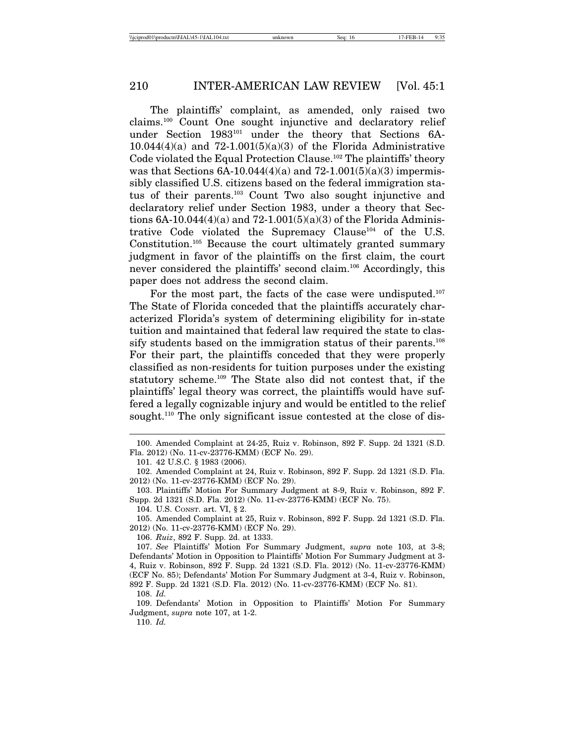The plaintiffs' complaint, as amended, only raised two claims.[100] Count One sought injunctive and declaratory relief under Section 1983[101] under the theory that Sections 6A-10.044(4)(a) and 72-1.001(5)(a)(3) of the Florida Administrative Code violated the Equal Protection Clause.[102] The plaintiffs' theory was that Sections 6A-10.044(4)(a) and 72-1.001(5)(a)(3) impermissibly classified U.S. citizens based on the federal immigration status of their parents.[103] Count Two also sought injunctive and declaratory relief under Section 1983, under a theory that Sections 6A-10.044(4)(a) and 72-1.001(5)(a)(3) of the Florida Administrative Code violated the Supremacy Clause[104] of the U.S. Constitution.[105] Because the court ultimately granted summary judgment in favor of the plaintiffs on the first claim, the court never considered the plaintiffs' second claim.[106] Accordingly, this paper does not address the second claim.

For the most part, the facts of the case were undisputed.[107] The State of Florida conceded that the plaintiffs accurately characterized Florida's system of determining eligibility for in-state tuition and maintained that federal law required the state to classify students based on the immigration status of their parents.[108] For their part, the plaintiffs conceded that they were properly classified as non-residents for tuition purposes under the existing statutory scheme.[109] The State also did not contest that, if the plaintiffs' legal theory was correct, the plaintiffs would have suffered a legally cognizable injury and would be entitled to the relief sought.[110] The only significant issue contested at the close of dis-

---

100. Amended Complaint at 24-25, Ruiz v. Robinson, 892 F. Supp. 2d 1321 (S.D. Fla. 2012) (No. 11-cv-23776-KMM) (ECF No. 29).

101. 42 U.S.C. § 1983 (2006).

102. Amended Complaint at 24, Ruiz v. Robinson, 892 F. Supp. 2d 1321 (S.D. Fla. 2012) (No. 11-cv-23776-KMM) (ECF No. 29).

103. Plaintiffs' Motion For Summary Judgment at 8-9, Ruiz v. Robinson, 892 F. Supp. 2d 1321 (S.D. Fla. 2012) (No. 11-cv-23776-KMM) (ECF No. 75).

104. U.S. Const. art. VI, § 2.

105. Amended Complaint at 25, Ruiz v. Robinson, 892 F. Supp. 2d 1321 (S.D. Fla. 2012) (No. 11-cv-23776-KMM) (ECF No. 29).

106. *Ruiz*, 892 F. Supp. 2d. at 1333.

107. *See* Plaintiffs' Motion For Summary Judgment, *supra* note 103, at 3-8; Defendants' Motion in Opposition to Plaintiffs' Motion For Summary Judgment at 3-4, Ruiz v. Robinson, 892 F. Supp. 2d 1321 (S.D. Fla. 2012) (No. 11-cv-23776-KMM) (ECF No. 85); Defendants' Motion For Summary Judgment at 3-4, Ruiz v. Robinson, 892 F. Supp. 2d 1321 (S.D. Fla. 2012) (No. 11-cv-23776-KMM) (ECF No. 81).

108. *Id.*

109. Defendants' Motion in Opposition to Plaintiffs' Motion For Summary Judgment, *supra* note 107, at 1-2.

110. *Id.*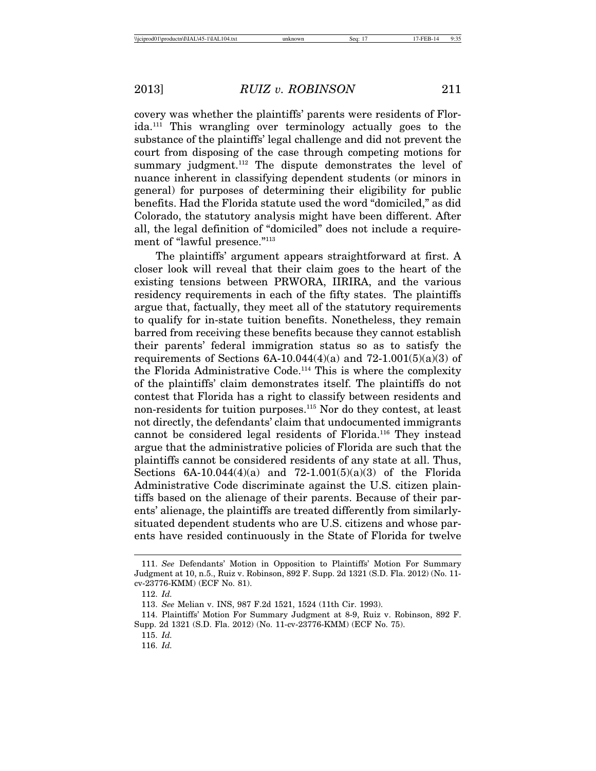covery was whether the plaintiffs' parents were residents of Florida.[111] This wrangling over terminology actually goes to the substance of the plaintiffs' legal challenge and did not prevent the court from disposing of the case through competing motions for summary judgment.[112] The dispute demonstrates the level of nuance inherent in classifying dependent students (or minors in general) for purposes of determining their eligibility for public benefits. Had the Florida statute used the word "domiciled," as did Colorado, the statutory analysis might have been different. After all, the legal definition of "domiciled" does not include a requirement of "lawful presence."[113]

The plaintiffs' argument appears straightforward at first. A closer look will reveal that their claim goes to the heart of the existing tensions between PRWORA, IIRIRA, and the various residency requirements in each of the fifty states. The plaintiffs argue that, factually, they meet all of the statutory requirements to qualify for in-state tuition benefits. Nonetheless, they remain barred from receiving these benefits because they cannot establish their parents' federal immigration status so as to satisfy the requirements of Sections 6A-10.044(4)(a) and 72-1.001(5)(a)(3) of the Florida Administrative Code.[114] This is where the complexity of the plaintiffs' claim demonstrates itself. The plaintiffs do not contest that Florida has a right to classify between residents and non-residents for tuition purposes.[115] Nor do they contest, at least not directly, the defendants' claim that undocumented immigrants cannot be considered legal residents of Florida.[116] They instead argue that the administrative policies of Florida are such that the plaintiffs cannot be considered residents of any state at all. Thus, Sections 6A-10.044(4)(a) and 72-1.001(5)(a)(3) of the Florida Administrative Code discriminate against the U.S. citizen plaintiffs based on the alienage of their parents. Because of their parents' alienage, the plaintiffs are treated differently from similarly-situated dependent students who are U.S. citizens and whose parents have resided continuously in the State of Florida for twelve

---

111. *See* Defendants' Motion in Opposition to Plaintiffs' Motion For Summary Judgment at 10, n.5., Ruiz v. Robinson, 892 F. Supp. 2d 1321 (S.D. Fla. 2012) (No. 11-cv-23776-KMM) (ECF No. 81).

112. *Id.*

113. *See* Melian v. INS, 987 F.2d 1521, 1524 (11th Cir. 1993).

114. Plaintiffs' Motion For Summary Judgment at 8-9, Ruiz v. Robinson, 892 F. Supp. 2d 1321 (S.D. Fla. 2012) (No. 11-cv-23776-KMM) (ECF No. 75).

115. *Id.*

116. *Id.*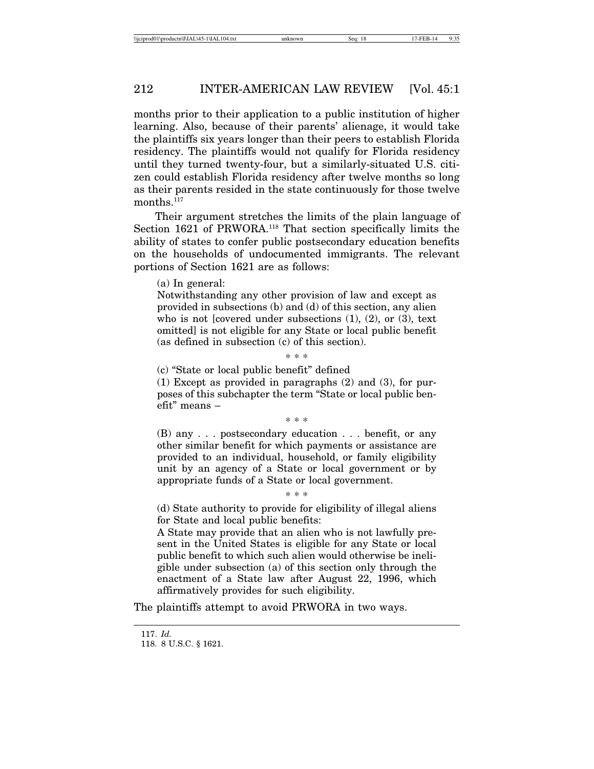months prior to their application to a public institution of higher learning. Also, because of their parents' alienage, it would take the plaintiffs six years longer than their peers to establish Florida residency. The plaintiffs would not qualify for Florida residency until they turned twenty-four, but a similarly-situated U.S. citizen could establish Florida residency after twelve months so long as their parents resided in the state continuously for those twelve months.[117]

Their argument stretches the limits of the plain language of Section 1621 of PRWORA.[118] That section specifically limits the ability of states to confer public postsecondary education benefits on the households of undocumented immigrants. The relevant portions of Section 1621 are as follows:

> (a) In general:
>
> Notwithstanding any other provision of law and except as provided in subsections (b) and (d) of this section, any alien who is not [covered under subsections (1), (2), or (3), text omitted] is not eligible for any State or local public benefit (as defined in subsection (c) of this section).
>
> \* \* \*
>
> (c) "State or local public benefit" defined
>
> (1) Except as provided in paragraphs (2) and (3), for purposes of this subchapter the term "State or local public benefit" means –
>
> \* \* \*
>
> (B) any . . . postsecondary education . . . benefit, or any other similar benefit for which payments or assistance are provided to an individual, household, or family eligibility unit by an agency of a State or local government or by appropriate funds of a State or local government.
>
> \* \* \*
>
> (d) State authority to provide for eligibility of illegal aliens for State and local public benefits:
>
> A State may provide that an alien who is not lawfully present in the United States is eligible for any State or local public benefit to which such alien would otherwise be ineligible under subsection (a) of this section only through the enactment of a State law after August 22, 1996, which affirmatively provides for such eligibility.

The plaintiffs attempt to avoid PRWORA in two ways.

---

117. *Id.*

118. 8 U.S.C. § 1621.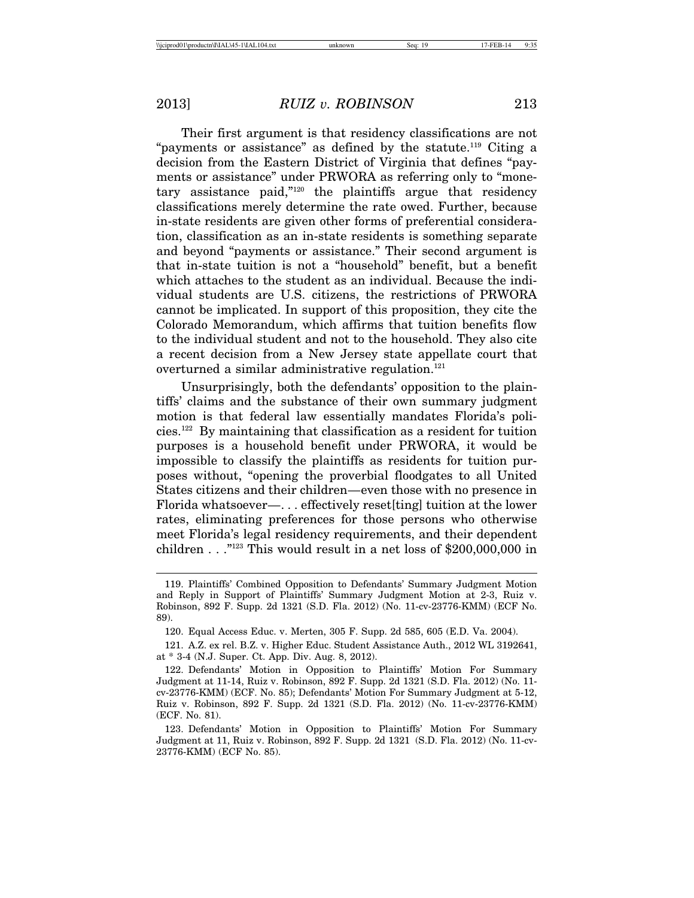Their first argument is that residency classifications are not "payments or assistance" as defined by the statute.[119] Citing a decision from the Eastern District of Virginia that defines "payments or assistance" under PRWORA as referring only to "monetary assistance paid,"[120] the plaintiffs argue that residency classifications merely determine the rate owed. Further, because in-state residents are given other forms of preferential consideration, classification as an in-state residents is something separate and beyond "payments or assistance." Their second argument is that in-state tuition is not a "household" benefit, but a benefit which attaches to the student as an individual. Because the individual students are U.S. citizens, the restrictions of PRWORA cannot be implicated. In support of this proposition, they cite the Colorado Memorandum, which affirms that tuition benefits flow to the individual student and not to the household. They also cite a recent decision from a New Jersey state appellate court that overturned a similar administrative regulation.[121]

Unsurprisingly, both the defendants' opposition to the plaintiffs' claims and the substance of their own summary judgment motion is that federal law essentially mandates Florida's policies.[122] By maintaining that classification as a resident for tuition purposes is a household benefit under PRWORA, it would be impossible to classify the plaintiffs as residents for tuition purposes without, "opening the proverbial floodgates to all United States citizens and their children—even those with no presence in Florida whatsoever—. . . effectively reset[ting] tuition at the lower rates, eliminating preferences for those persons who otherwise meet Florida's legal residency requirements, and their dependent children . . ."[123] This would result in a net loss of $200,000,000 in

---

119. Plaintiffs' Combined Opposition to Defendants' Summary Judgment Motion and Reply in Support of Plaintiffs' Summary Judgment Motion at 2-3, Ruiz v. Robinson, 892 F. Supp. 2d 1321 (S.D. Fla. 2012) (No. 11-cv-23776-KMM) (ECF No. 89).

120. Equal Access Educ. v. Merten, 305 F. Supp. 2d 585, 605 (E.D. Va. 2004).

121. A.Z. ex rel. B.Z. v. Higher Educ. Student Assistance Auth., 2012 WL 3192641, at * 3-4 (N.J. Super. Ct. App. Div. Aug. 8, 2012).

122. Defendants' Motion in Opposition to Plaintiffs' Motion For Summary Judgment at 11-14, Ruiz v. Robinson, 892 F. Supp. 2d 1321 (S.D. Fla. 2012) (No. 11-cv-23776-KMM) (ECF. No. 85); Defendants' Motion For Summary Judgment at 5-12, Ruiz v. Robinson, 892 F. Supp. 2d 1321 (S.D. Fla. 2012) (No. 11-cv-23776-KMM) (ECF. No. 81).

123. Defendants' Motion in Opposition to Plaintiffs' Motion For Summary Judgment at 11, Ruiz v. Robinson, 892 F. Supp. 2d 1321 (S.D. Fla. 2012) (No. 11-cv-23776-KMM) (ECF No. 85).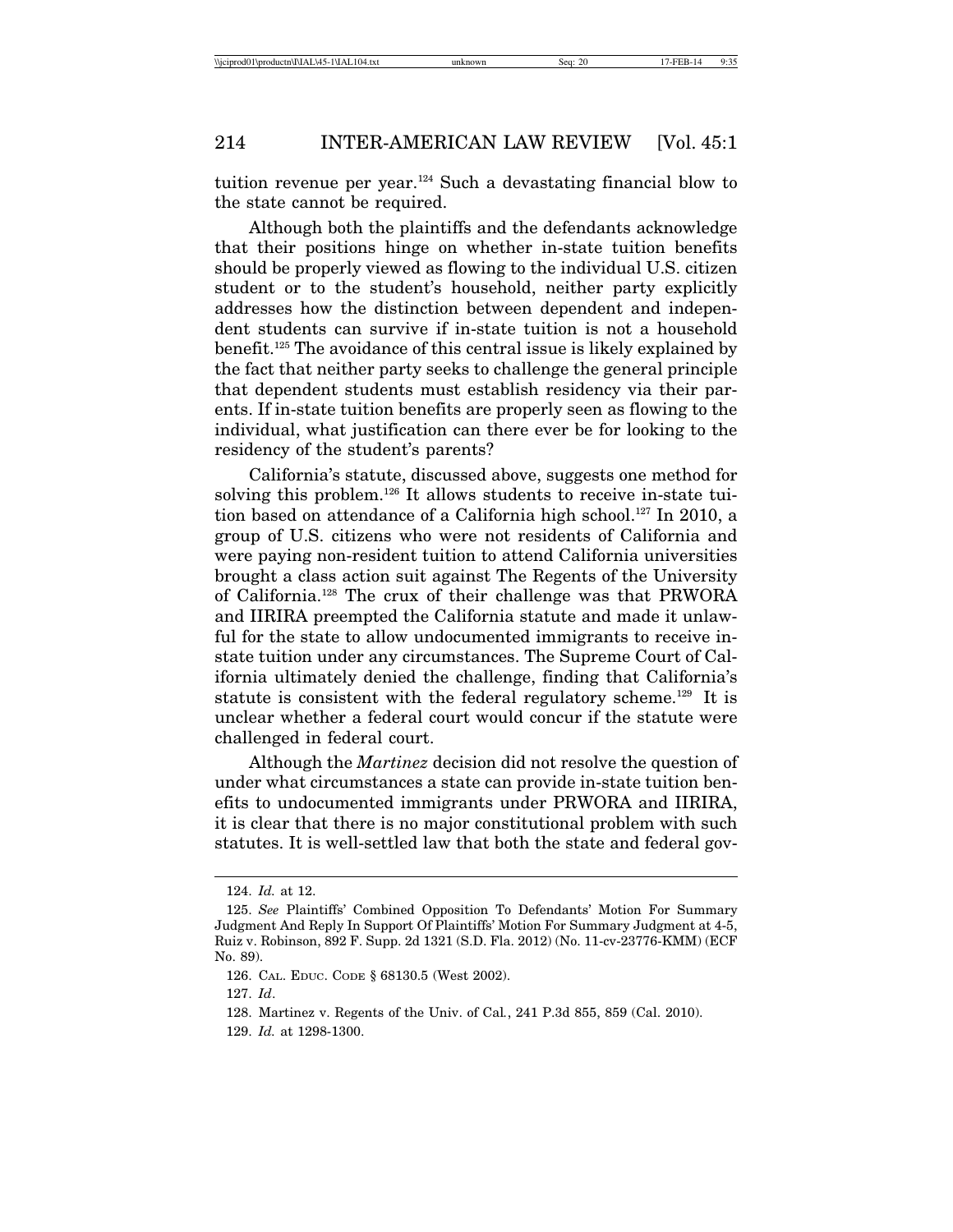tuition revenue per year.[124] Such a devastating financial blow to the state cannot be required.

Although both the plaintiffs and the defendants acknowledge that their positions hinge on whether in-state tuition benefits should be properly viewed as flowing to the individual U.S. citizen student or to the student's household, neither party explicitly addresses how the distinction between dependent and independent students can survive if in-state tuition is not a household benefit.[125] The avoidance of this central issue is likely explained by the fact that neither party seeks to challenge the general principle that dependent students must establish residency via their parents. If in-state tuition benefits are properly seen as flowing to the individual, what justification can there ever be for looking to the residency of the student's parents?

California's statute, discussed above, suggests one method for solving this problem.[126] It allows students to receive in-state tuition based on attendance of a California high school.[127] In 2010, a group of U.S. citizens who were not residents of California and were paying non-resident tuition to attend California universities brought a class action suit against The Regents of the University of California.[128] The crux of their challenge was that PRWORA and IIRIRA preempted the California statute and made it unlawful for the state to allow undocumented immigrants to receive in-state tuition under any circumstances. The Supreme Court of California ultimately denied the challenge, finding that California's statute is consistent with the federal regulatory scheme.[129] It is unclear whether a federal court would concur if the statute were challenged in federal court.

Although the *Martinez* decision did not resolve the question of under what circumstances a state can provide in-state tuition benefits to undocumented immigrants under PRWORA and IIRIRA, it is clear that there is no major constitutional problem with such statutes. It is well-settled law that both the state and federal gov-

---

124. *Id.* at 12.

125. *See* Plaintiffs' Combined Opposition To Defendants' Motion For Summary Judgment And Reply In Support Of Plaintiffs' Motion For Summary Judgment at 4-5, Ruiz v. Robinson, 892 F. Supp. 2d 1321 (S.D. Fla. 2012) (No. 11-cv-23776-KMM) (ECF No. 89).

126. CAL. EDUC. CODE § 68130.5 (West 2002).

127. *Id*.

128. Martinez v. Regents of the Univ. of Cal., 241 P.3d 855, 859 (Cal. 2010).

129. *Id.* at 1298-1300.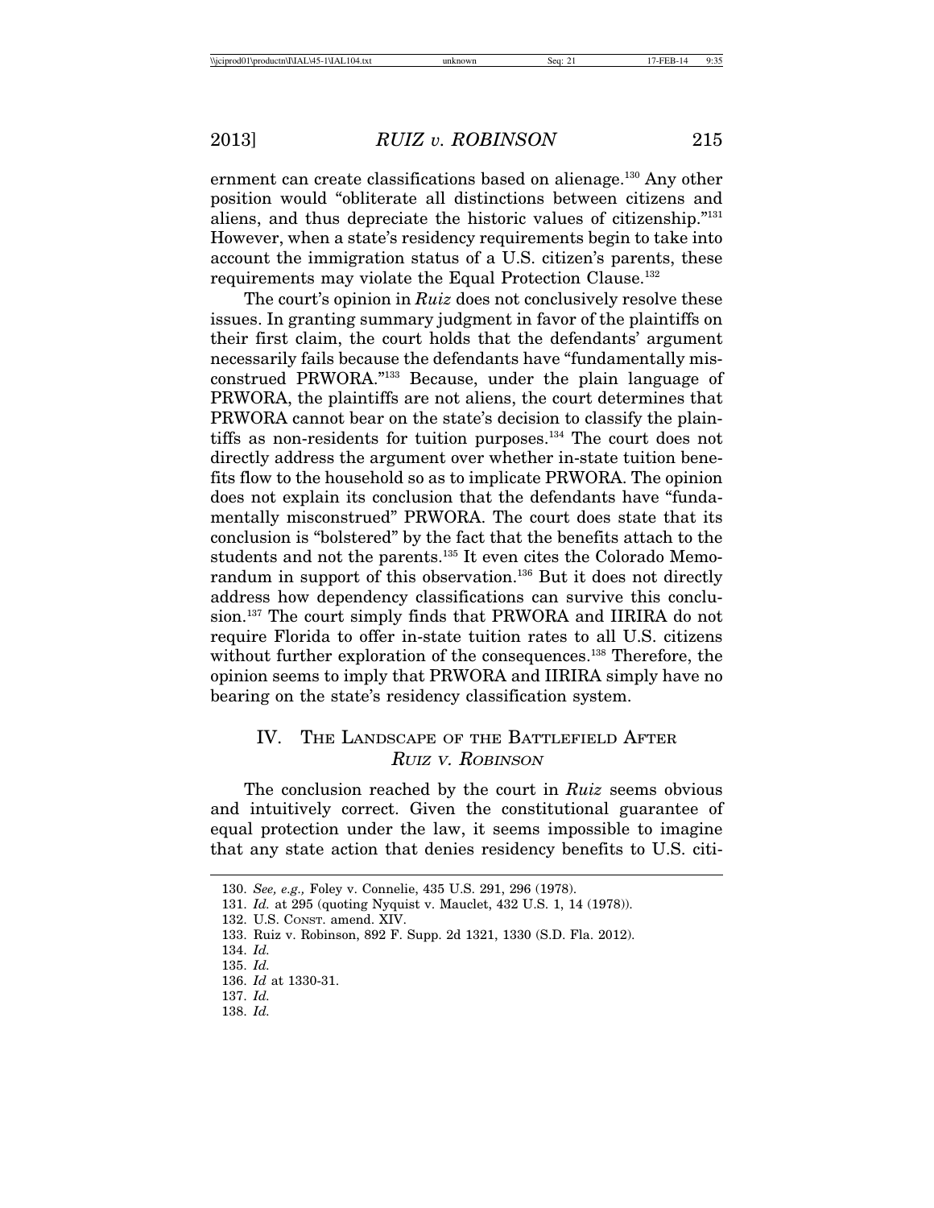ernment can create classifications based on alienage.[130] Any other position would "obliterate all distinctions between citizens and aliens, and thus depreciate the historic values of citizenship."[131] However, when a state's residency requirements begin to take into account the immigration status of a U.S. citizen's parents, these requirements may violate the Equal Protection Clause.[132]

The court's opinion in *Ruiz* does not conclusively resolve these issues. In granting summary judgment in favor of the plaintiffs on their first claim, the court holds that the defendants' argument necessarily fails because the defendants have "fundamentally misconstrued PRWORA."[133] Because, under the plain language of PRWORA, the plaintiffs are not aliens, the court determines that PRWORA cannot bear on the state's decision to classify the plaintiffs as non-residents for tuition purposes.[134] The court does not directly address the argument over whether in-state tuition benefits flow to the household so as to implicate PRWORA. The opinion does not explain its conclusion that the defendants have "fundamentally misconstrued" PRWORA. The court does state that its conclusion is "bolstered" by the fact that the benefits attach to the students and not the parents.[135] It even cites the Colorado Memorandum in support of this observation.[136] But it does not directly address how dependency classifications can survive this conclusion.[137] The court simply finds that PRWORA and IIRIRA do not require Florida to offer in-state tuition rates to all U.S. citizens without further exploration of the consequences.[138] Therefore, the opinion seems to imply that PRWORA and IIRIRA simply have no bearing on the state's residency classification system.

## IV. The Landscape of the Battlefield After *Ruiz v. Robinson*

The conclusion reached by the court in *Ruiz* seems obvious and intuitively correct. Given the constitutional guarantee of equal protection under the law, it seems impossible to imagine that any state action that denies residency benefits to U.S. citi-

---

130. *See, e.g.,* Foley v. Connelie, 435 U.S. 291, 296 (1978).

131. *Id.* at 295 (quoting Nyquist v. Mauclet, 432 U.S. 1, 14 (1978)).

132. U.S. Const. amend. XIV.

133. Ruiz v. Robinson, 892 F. Supp. 2d 1321, 1330 (S.D. Fla. 2012).

134. *Id.*

135. *Id.*

136. *Id* at 1330-31.

137. *Id.*

138. *Id.*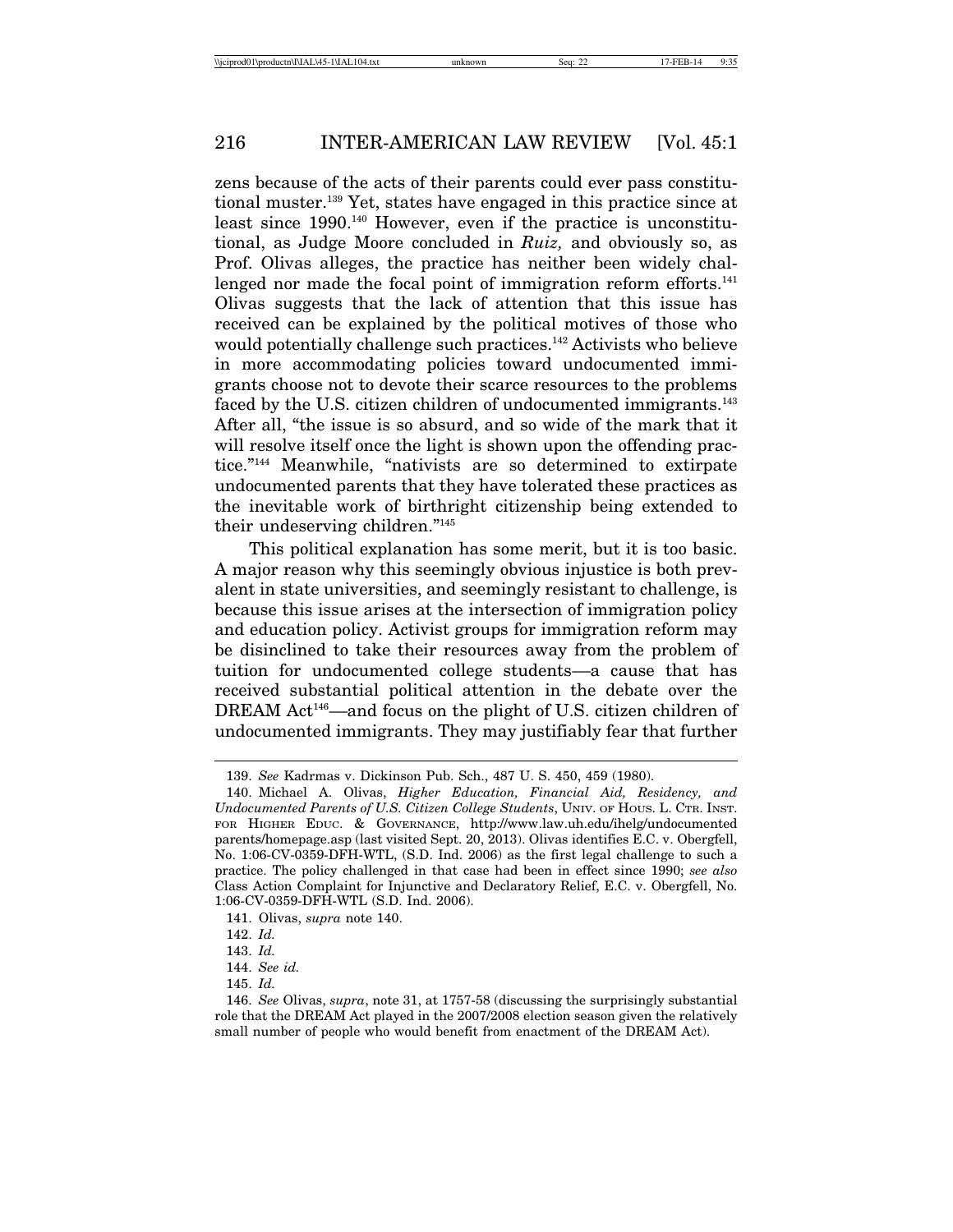zens because of the acts of their parents could ever pass constitutional muster.[139] Yet, states have engaged in this practice since at least since 1990.[140] However, even if the practice is unconstitutional, as Judge Moore concluded in *Ruiz,* and obviously so, as Prof. Olivas alleges, the practice has neither been widely challenged nor made the focal point of immigration reform efforts.[141] Olivas suggests that the lack of attention that this issue has received can be explained by the political motives of those who would potentially challenge such practices.[142] Activists who believe in more accommodating policies toward undocumented immigrants choose not to devote their scarce resources to the problems faced by the U.S. citizen children of undocumented immigrants.[143] After all, "the issue is so absurd, and so wide of the mark that it will resolve itself once the light is shown upon the offending practice."[144] Meanwhile, "nativists are so determined to extirpate undocumented parents that they have tolerated these practices as the inevitable work of birthright citizenship being extended to their undeserving children."[145]

This political explanation has some merit, but it is too basic. A major reason why this seemingly obvious injustice is both prevalent in state universities, and seemingly resistant to challenge, is because this issue arises at the intersection of immigration policy and education policy. Activist groups for immigration reform may be disinclined to take their resources away from the problem of tuition for undocumented college students—a cause that has received substantial political attention in the debate over the DREAM Act[146]—and focus on the plight of U.S. citizen children of undocumented immigrants. They may justifiably fear that further

---

139. *See* Kadrmas v. Dickinson Pub. Sch., 487 U. S. 450, 459 (1980).

140. Michael A. Olivas, *Higher Education, Financial Aid, Residency, and Undocumented Parents of U.S. Citizen College Students*, UNIV. OF HOUS. L. CTR. INST. FOR HIGHER EDUC. & GOVERNANCE, http://www.law.uh.edu/ihelg/undocumentedparents/homepage.asp (last visited Sept. 20, 2013). Olivas identifies E.C. v. Obergfell, No. 1:06-CV-0359-DFH-WTL, (S.D. Ind. 2006) as the first legal challenge to such a practice. The policy challenged in that case had been in effect since 1990; *see also* Class Action Complaint for Injunctive and Declaratory Relief, E.C. v. Obergfell, No. 1:06-CV-0359-DFH-WTL (S.D. Ind. 2006).

141. Olivas, *supra* note 140.

142. *Id.*

143. *Id.*

144. *See id.*

145. *Id.*

146. *See* Olivas, *supra*, note 31, at 1757-58 (discussing the surprisingly substantial role that the DREAM Act played in the 2007/2008 election season given the relatively small number of people who would benefit from enactment of the DREAM Act).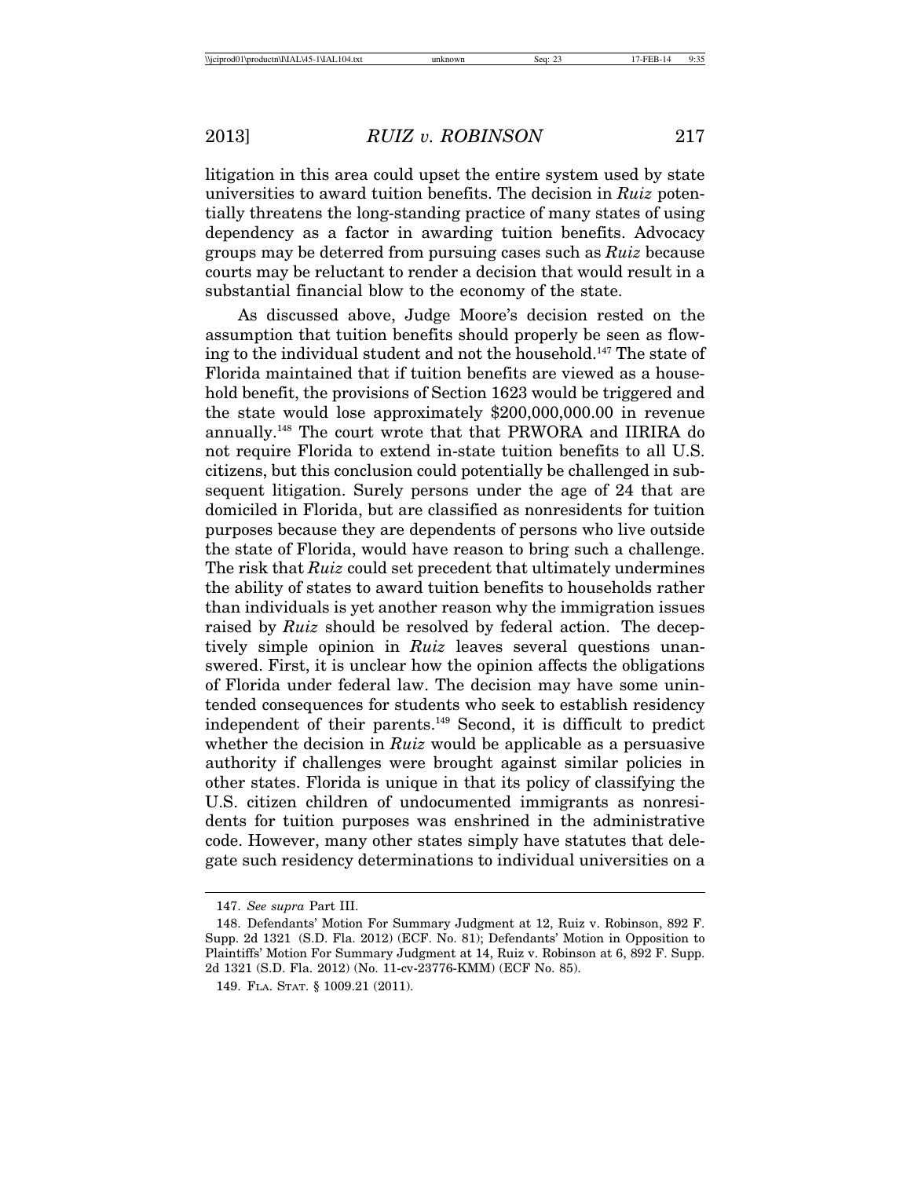litigation in this area could upset the entire system used by state universities to award tuition benefits. The decision in *Ruiz* potentially threatens the long-standing practice of many states of using dependency as a factor in awarding tuition benefits. Advocacy groups may be deterred from pursuing cases such as *Ruiz* because courts may be reluctant to render a decision that would result in a substantial financial blow to the economy of the state.

As discussed above, Judge Moore's decision rested on the assumption that tuition benefits should properly be seen as flowing to the individual student and not the household.[147] The state of Florida maintained that if tuition benefits are viewed as a household benefit, the provisions of Section 1623 would be triggered and the state would lose approximately $200,000,000.00 in revenue annually.[148] The court wrote that that PRWORA and IIRIRA do not require Florida to extend in-state tuition benefits to all U.S. citizens, but this conclusion could potentially be challenged in subsequent litigation. Surely persons under the age of 24 that are domiciled in Florida, but are classified as nonresidents for tuition purposes because they are dependents of persons who live outside the state of Florida, would have reason to bring such a challenge. The risk that *Ruiz* could set precedent that ultimately undermines the ability of states to award tuition benefits to households rather than individuals is yet another reason why the immigration issues raised by *Ruiz* should be resolved by federal action. The deceptively simple opinion in *Ruiz* leaves several questions unanswered. First, it is unclear how the opinion affects the obligations of Florida under federal law. The decision may have some unintended consequences for students who seek to establish residency independent of their parents.[149] Second, it is difficult to predict whether the decision in *Ruiz* would be applicable as a persuasive authority if challenges were brought against similar policies in other states. Florida is unique in that its policy of classifying the U.S. citizen children of undocumented immigrants as nonresidents for tuition purposes was enshrined in the administrative code. However, many other states simply have statutes that delegate such residency determinations to individual universities on a

---

147. *See supra* Part III.

148. Defendants' Motion For Summary Judgment at 12, Ruiz v. Robinson, 892 F. Supp. 2d 1321 (S.D. Fla. 2012) (ECF. No. 81); Defendants' Motion in Opposition to Plaintiffs' Motion For Summary Judgment at 14, Ruiz v. Robinson at 6, 892 F. Supp. 2d 1321 (S.D. Fla. 2012) (No. 11-cv-23776-KMM) (ECF No. 85).

149. FLA. STAT. § 1009.21 (2011).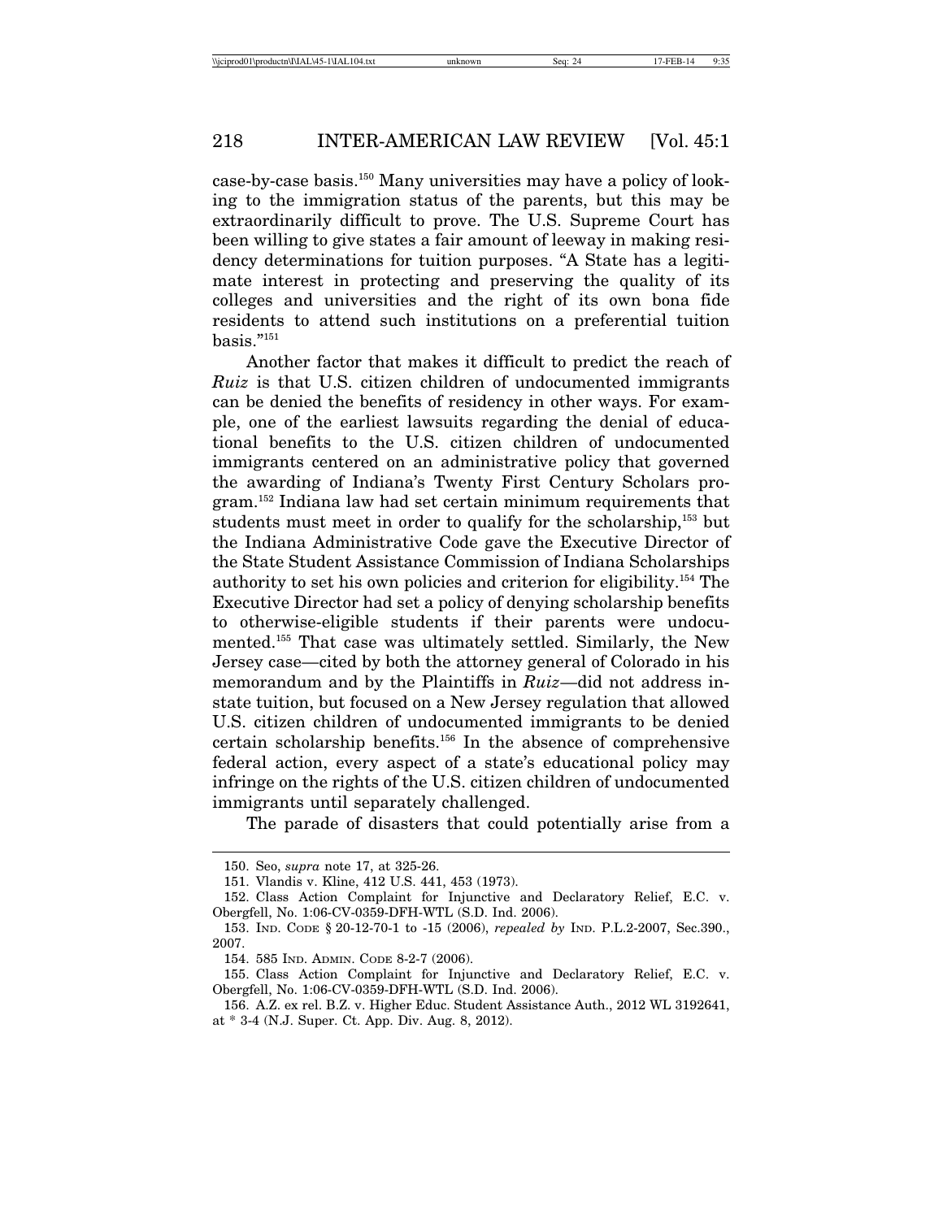case-by-case basis.[150] Many universities may have a policy of looking to the immigration status of the parents, but this may be extraordinarily difficult to prove. The U.S. Supreme Court has been willing to give states a fair amount of leeway in making residency determinations for tuition purposes. "A State has a legitimate interest in protecting and preserving the quality of its colleges and universities and the right of its own bona fide residents to attend such institutions on a preferential tuition basis."[151]

Another factor that makes it difficult to predict the reach of *Ruiz* is that U.S. citizen children of undocumented immigrants can be denied the benefits of residency in other ways. For example, one of the earliest lawsuits regarding the denial of educational benefits to the U.S. citizen children of undocumented immigrants centered on an administrative policy that governed the awarding of Indiana's Twenty First Century Scholars program.[152] Indiana law had set certain minimum requirements that students must meet in order to qualify for the scholarship,[153] but the Indiana Administrative Code gave the Executive Director of the State Student Assistance Commission of Indiana Scholarships authority to set his own policies and criterion for eligibility.[154] The Executive Director had set a policy of denying scholarship benefits to otherwise-eligible students if their parents were undocumented.[155] That case was ultimately settled. Similarly, the New Jersey case—cited by both the attorney general of Colorado in his memorandum and by the Plaintiffs in *Ruiz*—did not address in-state tuition, but focused on a New Jersey regulation that allowed U.S. citizen children of undocumented immigrants to be denied certain scholarship benefits.[156] In the absence of comprehensive federal action, every aspect of a state's educational policy may infringe on the rights of the U.S. citizen children of undocumented immigrants until separately challenged.

The parade of disasters that could potentially arise from a

---

150. Seo, *supra* note 17, at 325-26.

151. Vlandis v. Kline, 412 U.S. 441, 453 (1973).

152. Class Action Complaint for Injunctive and Declaratory Relief, E.C. v. Obergfell, No. 1:06-CV-0359-DFH-WTL (S.D. Ind. 2006).

153. IND. CODE § 20-12-70-1 to -15 (2006), *repealed by* IND. P.L.2-2007, Sec.390., 2007.

154. 585 IND. ADMIN. CODE 8-2-7 (2006).

155. Class Action Complaint for Injunctive and Declaratory Relief, E.C. v. Obergfell, No. 1:06-CV-0359-DFH-WTL (S.D. Ind. 2006).

156. A.Z. ex rel. B.Z. v. Higher Educ. Student Assistance Auth., 2012 WL 3192641, at * 3-4 (N.J. Super. Ct. App. Div. Aug. 8, 2012).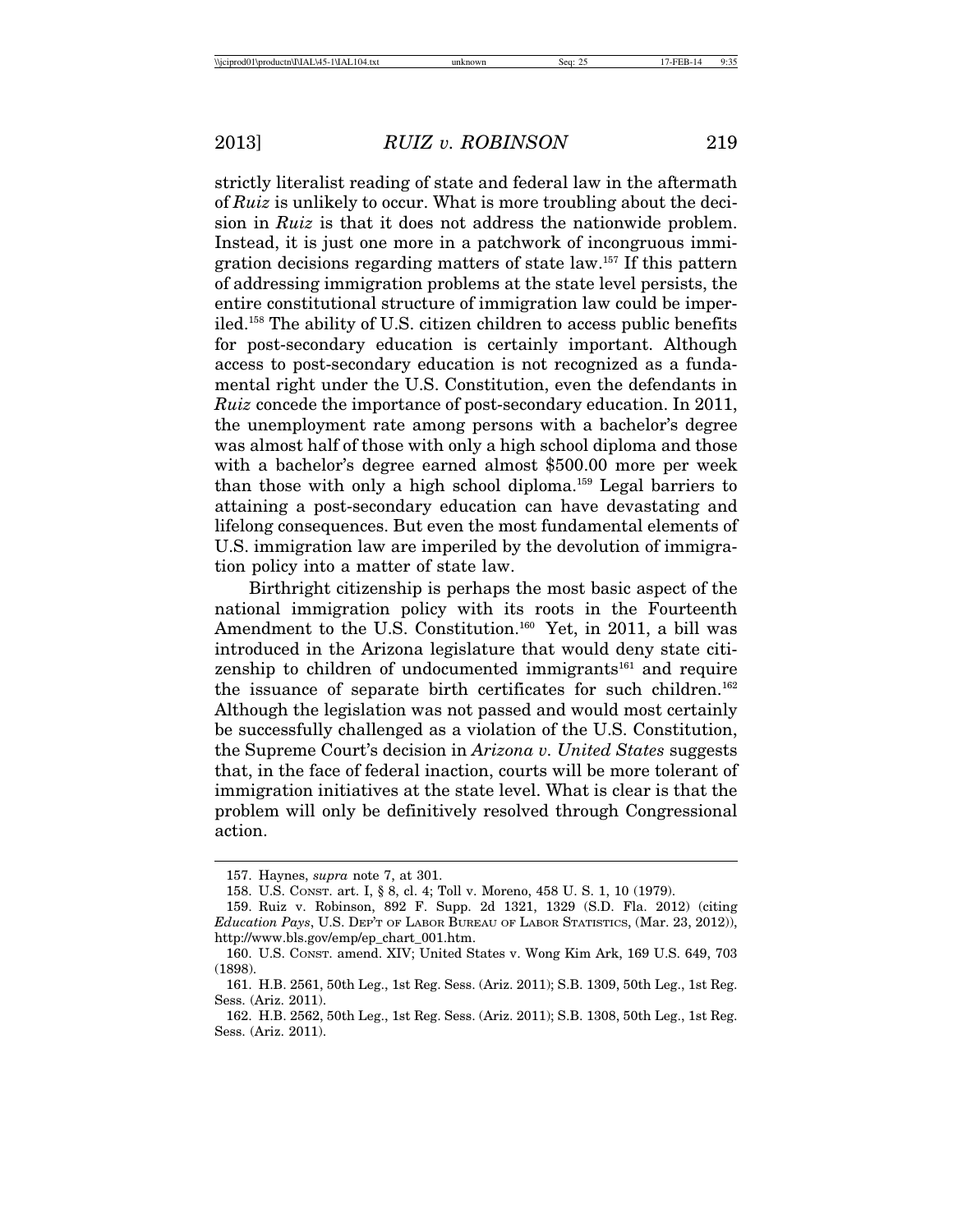strictly literalist reading of state and federal law in the aftermath of *Ruiz* is unlikely to occur. What is more troubling about the decision in *Ruiz* is that it does not address the nationwide problem. Instead, it is just one more in a patchwork of incongruous immigration decisions regarding matters of state law.[157] If this pattern of addressing immigration problems at the state level persists, the entire constitutional structure of immigration law could be imperiled.[158] The ability of U.S. citizen children to access public benefits for post-secondary education is certainly important. Although access to post-secondary education is not recognized as a fundamental right under the U.S. Constitution, even the defendants in *Ruiz* concede the importance of post-secondary education. In 2011, the unemployment rate among persons with a bachelor's degree was almost half of those with only a high school diploma and those with a bachelor's degree earned almost $500.00 more per week than those with only a high school diploma.[159] Legal barriers to attaining a post-secondary education can have devastating and lifelong consequences. But even the most fundamental elements of U.S. immigration law are imperiled by the devolution of immigration policy into a matter of state law.

Birthright citizenship is perhaps the most basic aspect of the national immigration policy with its roots in the Fourteenth Amendment to the U.S. Constitution.[160] Yet, in 2011, a bill was introduced in the Arizona legislature that would deny state citizenship to children of undocumented immigrants[161] and require the issuance of separate birth certificates for such children.[162] Although the legislation was not passed and would most certainly be successfully challenged as a violation of the U.S. Constitution, the Supreme Court's decision in *Arizona v. United States* suggests that, in the face of federal inaction, courts will be more tolerant of immigration initiatives at the state level. What is clear is that the problem will only be definitively resolved through Congressional action.

---

157. Haynes, *supra* note 7, at 301.

158. U.S. CONST. art. I, § 8, cl. 4; Toll v. Moreno, 458 U. S. 1, 10 (1979).

159. Ruiz v. Robinson, 892 F. Supp. 2d 1321, 1329 (S.D. Fla. 2012) (citing *Education Pays*, U.S. DEP'T OF LABOR BUREAU OF LABOR STATISTICS, (Mar. 23, 2012)), http://www.bls.gov/emp/ep_chart_001.htm.

160. U.S. CONST. amend. XIV; United States v. Wong Kim Ark, 169 U.S. 649, 703 (1898).

161. H.B. 2561, 50th Leg., 1st Reg. Sess. (Ariz. 2011); S.B. 1309, 50th Leg., 1st Reg. Sess. (Ariz. 2011).

162. H.B. 2562, 50th Leg., 1st Reg. Sess. (Ariz. 2011); S.B. 1308, 50th Leg., 1st Reg. Sess. (Ariz. 2011).